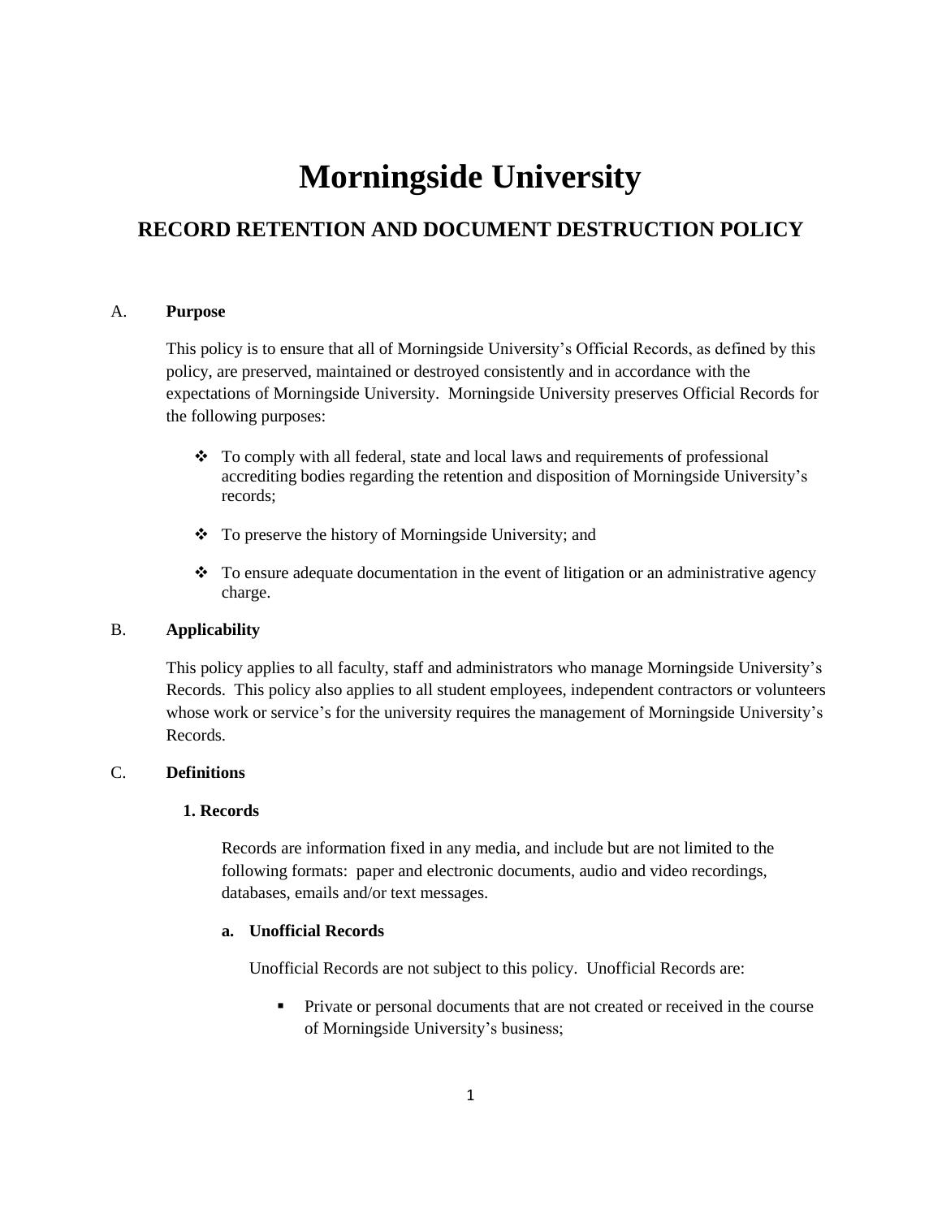# Morningside University

## RECORD RETENTION AND DOCUMENT DESTRUCTION POLICY

A. **Purpose**

This policy is to ensure that all of Morningside University's Official Records, as defined by this policy, are preserved, maintained or destroyed consistently and in accordance with the expectations of Morningside University. Morningside University preserves Official Records for the following purposes:

- To comply with all federal, state and local laws and requirements of professional accrediting bodies regarding the retention and disposition of Morningside University's records;
- To preserve the history of Morningside University; and
- To ensure adequate documentation in the event of litigation or an administrative agency charge.

B. **Applicability**

This policy applies to all faculty, staff and administrators who manage Morningside University's Records. This policy also applies to all student employees, independent contractors or volunteers whose work or service's for the university requires the management of Morningside University's Records.

C. **Definitions**

**1. Records**

Records are information fixed in any media, and include but are not limited to the following formats: paper and electronic documents, audio and video recordings, databases, emails and/or text messages.

**a. Unofficial Records**

Unofficial Records are not subject to this policy. Unofficial Records are:

- Private or personal documents that are not created or received in the course of Morningside University's business;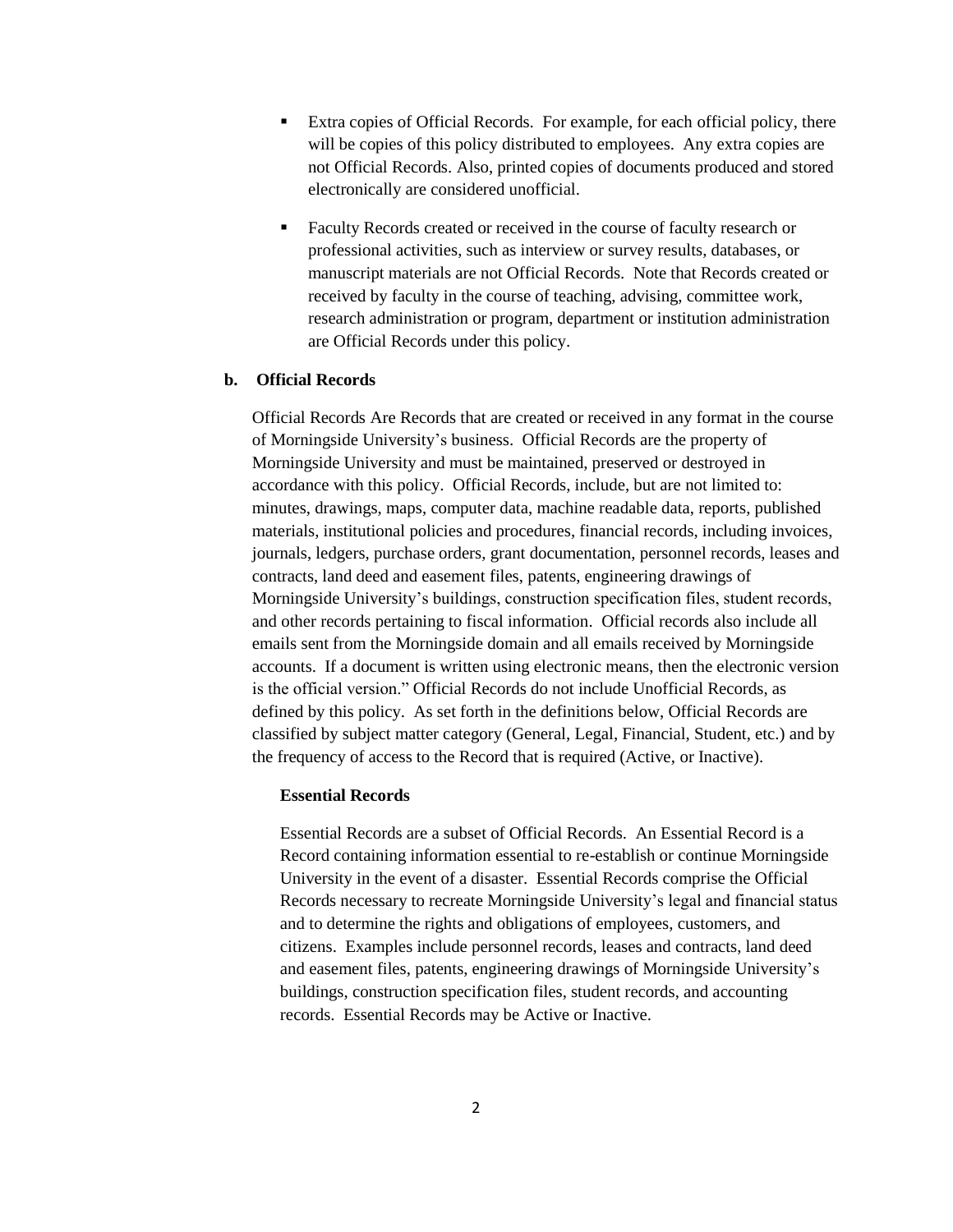- Extra copies of Official Records. For example, for each official policy, there will be copies of this policy distributed to employees. Any extra copies are not Official Records. Also, printed copies of documents produced and stored electronically are considered unofficial.

- Faculty Records created or received in the course of faculty research or professional activities, such as interview or survey results, databases, or manuscript materials are not Official Records. Note that Records created or received by faculty in the course of teaching, advising, committee work, research administration or program, department or institution administration are Official Records under this policy.

**b. Official Records**

Official Records Are Records that are created or received in any format in the course of Morningside University's business. Official Records are the property of Morningside University and must be maintained, preserved or destroyed in accordance with this policy. Official Records, include, but are not limited to: minutes, drawings, maps, computer data, machine readable data, reports, published materials, institutional policies and procedures, financial records, including invoices, journals, ledgers, purchase orders, grant documentation, personnel records, leases and contracts, land deed and easement files, patents, engineering drawings of Morningside University's buildings, construction specification files, student records, and other records pertaining to fiscal information. Official records also include all emails sent from the Morningside domain and all emails received by Morningside accounts. If a document is written using electronic means, then the electronic version is the official version." Official Records do not include Unofficial Records, as defined by this policy. As set forth in the definitions below, Official Records are classified by subject matter category (General, Legal, Financial, Student, etc.) and by the frequency of access to the Record that is required (Active, or Inactive).

**Essential Records**

Essential Records are a subset of Official Records. An Essential Record is a Record containing information essential to re-establish or continue Morningside University in the event of a disaster. Essential Records comprise the Official Records necessary to recreate Morningside University's legal and financial status and to determine the rights and obligations of employees, customers, and citizens. Examples include personnel records, leases and contracts, land deed and easement files, patents, engineering drawings of Morningside University's buildings, construction specification files, student records, and accounting records. Essential Records may be Active or Inactive.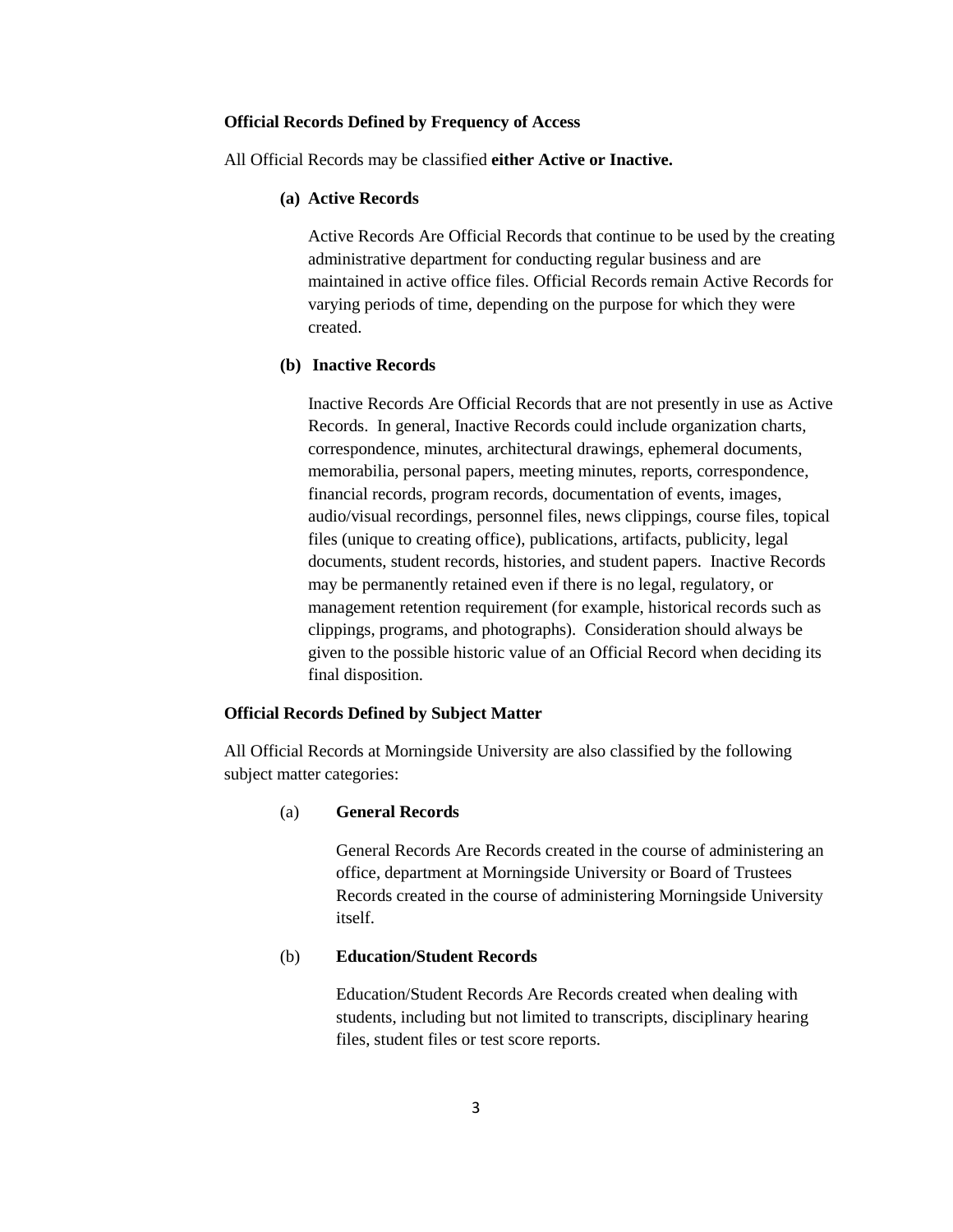**Official Records Defined by Frequency of Access**

All Official Records may be classified **either Active or Inactive.**

**(a) Active Records**

Active Records Are Official Records that continue to be used by the creating administrative department for conducting regular business and are maintained in active office files. Official Records remain Active Records for varying periods of time, depending on the purpose for which they were created.

**(b) Inactive Records**

Inactive Records Are Official Records that are not presently in use as Active Records. In general, Inactive Records could include organization charts, correspondence, minutes, architectural drawings, ephemeral documents, memorabilia, personal papers, meeting minutes, reports, correspondence, financial records, program records, documentation of events, images, audio/visual recordings, personnel files, news clippings, course files, topical files (unique to creating office), publications, artifacts, publicity, legal documents, student records, histories, and student papers. Inactive Records may be permanently retained even if there is no legal, regulatory, or management retention requirement (for example, historical records such as clippings, programs, and photographs). Consideration should always be given to the possible historic value of an Official Record when deciding its final disposition.

**Official Records Defined by Subject Matter**

All Official Records at Morningside University are also classified by the following subject matter categories:

(a) **General Records**

General Records Are Records created in the course of administering an office, department at Morningside University or Board of Trustees Records created in the course of administering Morningside University itself.

(b) **Education/Student Records**

Education/Student Records Are Records created when dealing with students, including but not limited to transcripts, disciplinary hearing files, student files or test score reports.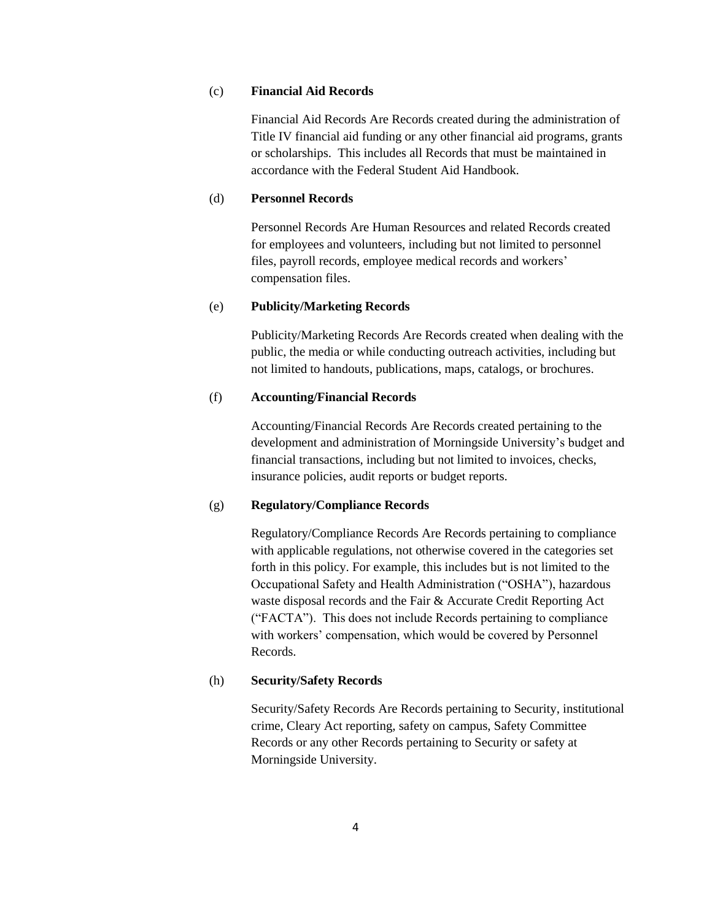(c) **Financial Aid Records**

Financial Aid Records Are Records created during the administration of Title IV financial aid funding or any other financial aid programs, grants or scholarships. This includes all Records that must be maintained in accordance with the Federal Student Aid Handbook.

(d) **Personnel Records**

Personnel Records Are Human Resources and related Records created for employees and volunteers, including but not limited to personnel files, payroll records, employee medical records and workers' compensation files.

(e) **Publicity/Marketing Records**

Publicity/Marketing Records Are Records created when dealing with the public, the media or while conducting outreach activities, including but not limited to handouts, publications, maps, catalogs, or brochures.

(f) **Accounting/Financial Records**

Accounting/Financial Records Are Records created pertaining to the development and administration of Morningside University's budget and financial transactions, including but not limited to invoices, checks, insurance policies, audit reports or budget reports.

(g) **Regulatory/Compliance Records**

Regulatory/Compliance Records Are Records pertaining to compliance with applicable regulations, not otherwise covered in the categories set forth in this policy. For example, this includes but is not limited to the Occupational Safety and Health Administration ("OSHA"), hazardous waste disposal records and the Fair & Accurate Credit Reporting Act ("FACTA"). This does not include Records pertaining to compliance with workers' compensation, which would be covered by Personnel Records.

(h) **Security/Safety Records**

Security/Safety Records Are Records pertaining to Security, institutional crime, Cleary Act reporting, safety on campus, Safety Committee Records or any other Records pertaining to Security or safety at Morningside University.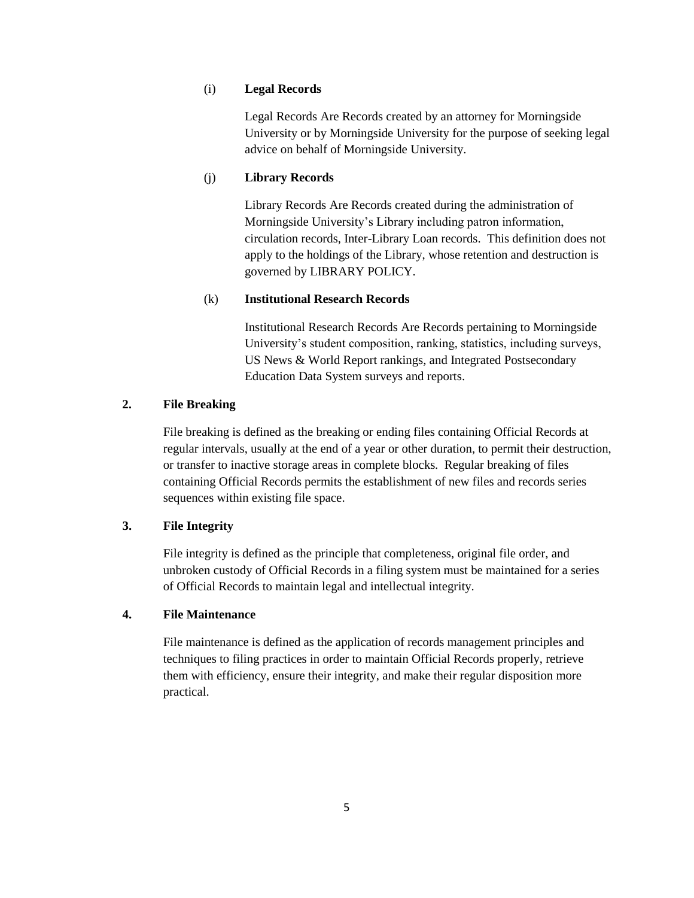(i) **Legal Records**

Legal Records Are Records created by an attorney for Morningside University or by Morningside University for the purpose of seeking legal advice on behalf of Morningside University.

(j) **Library Records**

Library Records Are Records created during the administration of Morningside University's Library including patron information, circulation records, Inter-Library Loan records. This definition does not apply to the holdings of the Library, whose retention and destruction is governed by LIBRARY POLICY.

(k) **Institutional Research Records**

Institutional Research Records Are Records pertaining to Morningside University's student composition, ranking, statistics, including surveys, US News & World Report rankings, and Integrated Postsecondary Education Data System surveys and reports.

**2. File Breaking**

File breaking is defined as the breaking or ending files containing Official Records at regular intervals, usually at the end of a year or other duration, to permit their destruction, or transfer to inactive storage areas in complete blocks. Regular breaking of files containing Official Records permits the establishment of new files and records series sequences within existing file space.

**3. File Integrity**

File integrity is defined as the principle that completeness, original file order, and unbroken custody of Official Records in a filing system must be maintained for a series of Official Records to maintain legal and intellectual integrity.

**4. File Maintenance**

File maintenance is defined as the application of records management principles and techniques to filing practices in order to maintain Official Records properly, retrieve them with efficiency, ensure their integrity, and make their regular disposition more practical.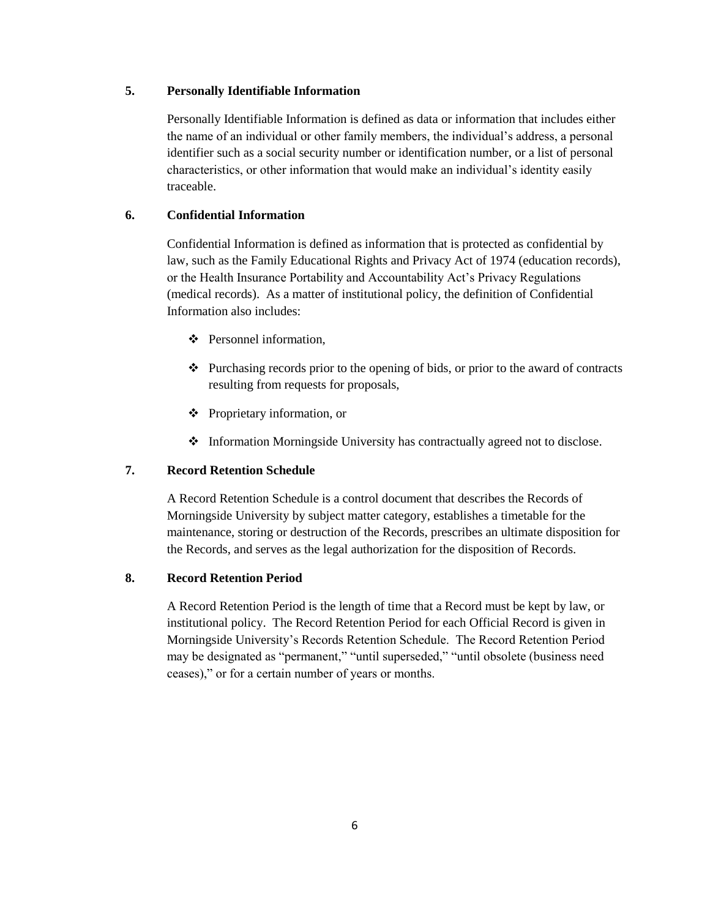### 5. Personally Identifiable Information

Personally Identifiable Information is defined as data or information that includes either the name of an individual or other family members, the individual's address, a personal identifier such as a social security number or identification number, or a list of personal characteristics, or other information that would make an individual's identity easily traceable.

### 6. Confidential Information

Confidential Information is defined as information that is protected as confidential by law, such as the Family Educational Rights and Privacy Act of 1974 (education records), or the Health Insurance Portability and Accountability Act's Privacy Regulations (medical records). As a matter of institutional policy, the definition of Confidential Information also includes:

- Personnel information,
- Purchasing records prior to the opening of bids, or prior to the award of contracts resulting from requests for proposals,
- Proprietary information, or
- Information Morningside University has contractually agreed not to disclose.

### 7. Record Retention Schedule

A Record Retention Schedule is a control document that describes the Records of Morningside University by subject matter category, establishes a timetable for the maintenance, storing or destruction of the Records, prescribes an ultimate disposition for the Records, and serves as the legal authorization for the disposition of Records.

### 8. Record Retention Period

A Record Retention Period is the length of time that a Record must be kept by law, or institutional policy. The Record Retention Period for each Official Record is given in Morningside University's Records Retention Schedule. The Record Retention Period may be designated as "permanent," "until superseded," "until obsolete (business need ceases)," or for a certain number of years or months.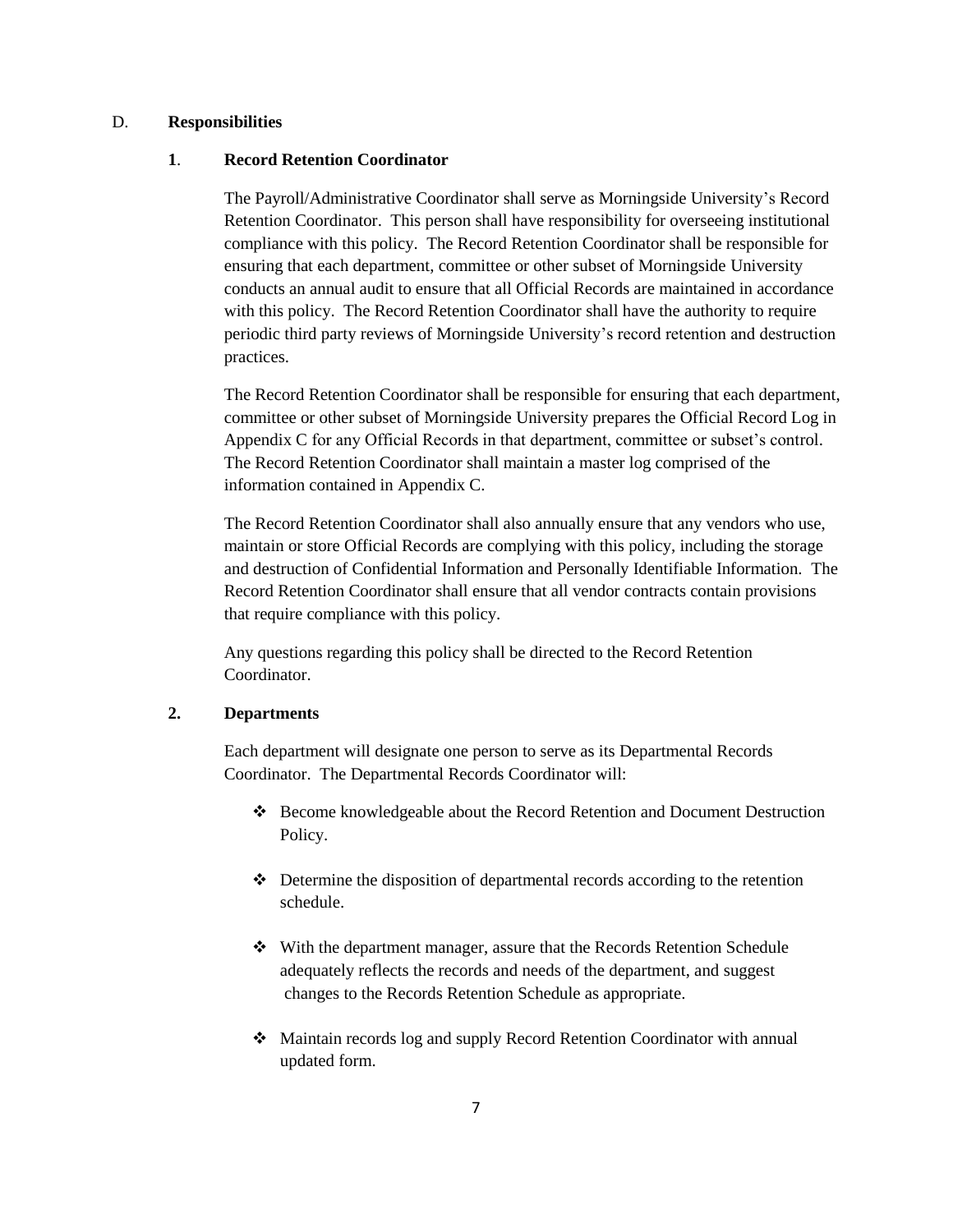## D. **Responsibilities**

### **1**. **Record Retention Coordinator**

The Payroll/Administrative Coordinator shall serve as Morningside University's Record Retention Coordinator. This person shall have responsibility for overseeing institutional compliance with this policy. The Record Retention Coordinator shall be responsible for ensuring that each department, committee or other subset of Morningside University conducts an annual audit to ensure that all Official Records are maintained in accordance with this policy. The Record Retention Coordinator shall have the authority to require periodic third party reviews of Morningside University's record retention and destruction practices.

The Record Retention Coordinator shall be responsible for ensuring that each department, committee or other subset of Morningside University prepares the Official Record Log in Appendix C for any Official Records in that department, committee or subset's control. The Record Retention Coordinator shall maintain a master log comprised of the information contained in Appendix C.

The Record Retention Coordinator shall also annually ensure that any vendors who use, maintain or store Official Records are complying with this policy, including the storage and destruction of Confidential Information and Personally Identifiable Information. The Record Retention Coordinator shall ensure that all vendor contracts contain provisions that require compliance with this policy.

Any questions regarding this policy shall be directed to the Record Retention Coordinator.

### **2.** **Departments**

Each department will designate one person to serve as its Departmental Records Coordinator. The Departmental Records Coordinator will:

- Become knowledgeable about the Record Retention and Document Destruction Policy.
- Determine the disposition of departmental records according to the retention schedule.
- With the department manager, assure that the Records Retention Schedule adequately reflects the records and needs of the department, and suggest changes to the Records Retention Schedule as appropriate.
- Maintain records log and supply Record Retention Coordinator with annual updated form.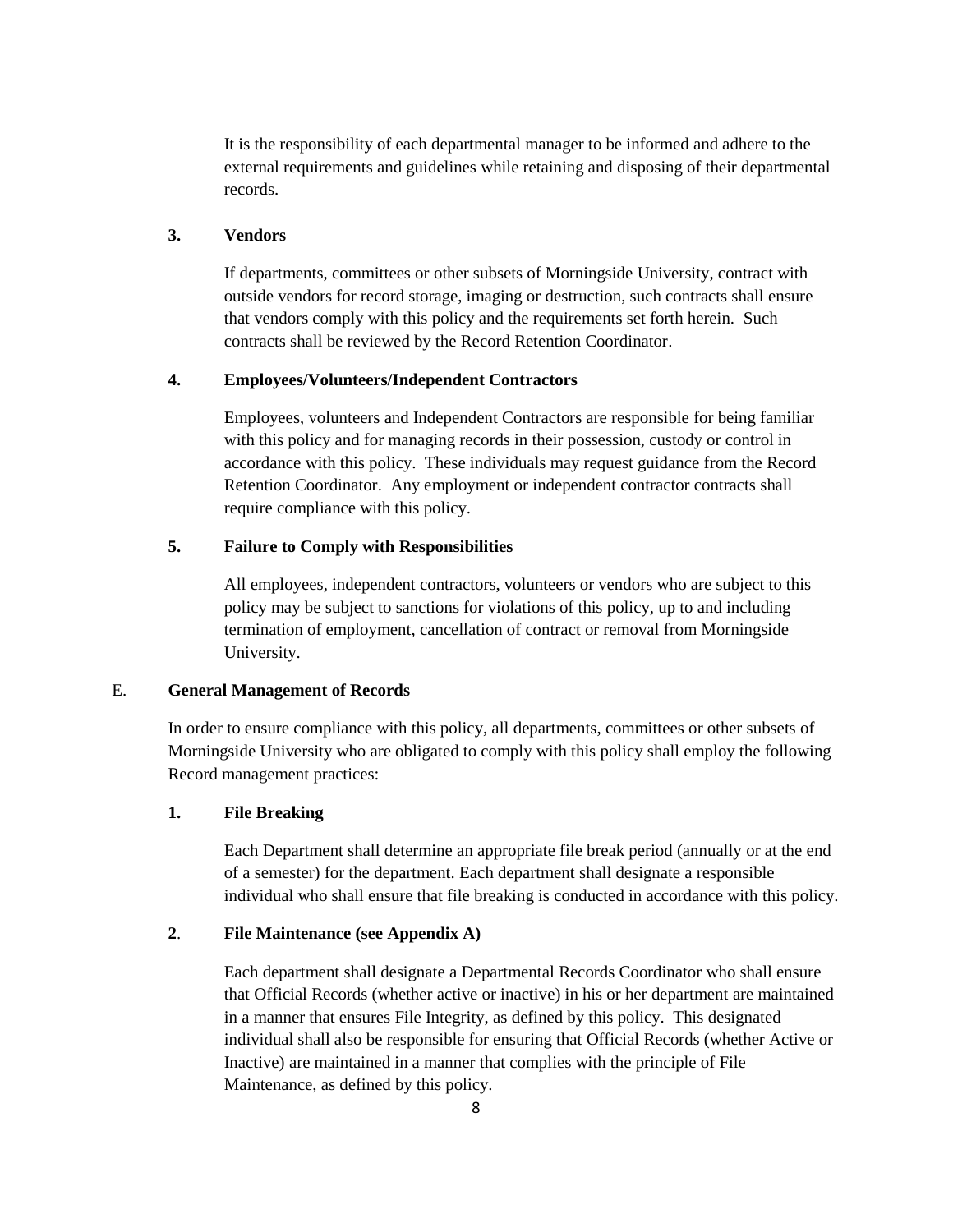It is the responsibility of each departmental manager to be informed and adhere to the external requirements and guidelines while retaining and disposing of their departmental records.

**3. Vendors**

If departments, committees or other subsets of Morningside University, contract with outside vendors for record storage, imaging or destruction, such contracts shall ensure that vendors comply with this policy and the requirements set forth herein. Such contracts shall be reviewed by the Record Retention Coordinator.

**4. Employees/Volunteers/Independent Contractors**

Employees, volunteers and Independent Contractors are responsible for being familiar with this policy and for managing records in their possession, custody or control in accordance with this policy. These individuals may request guidance from the Record Retention Coordinator. Any employment or independent contractor contracts shall require compliance with this policy.

**5. Failure to Comply with Responsibilities**

All employees, independent contractors, volunteers or vendors who are subject to this policy may be subject to sanctions for violations of this policy, up to and including termination of employment, cancellation of contract or removal from Morningside University.

## E. General Management of Records

In order to ensure compliance with this policy, all departments, committees or other subsets of Morningside University who are obligated to comply with this policy shall employ the following Record management practices:

**1. File Breaking**

Each Department shall determine an appropriate file break period (annually or at the end of a semester) for the department. Each department shall designate a responsible individual who shall ensure that file breaking is conducted in accordance with this policy.

**2. File Maintenance (see Appendix A)**

Each department shall designate a Departmental Records Coordinator who shall ensure that Official Records (whether active or inactive) in his or her department are maintained in a manner that ensures File Integrity, as defined by this policy. This designated individual shall also be responsible for ensuring that Official Records (whether Active or Inactive) are maintained in a manner that complies with the principle of File Maintenance, as defined by this policy.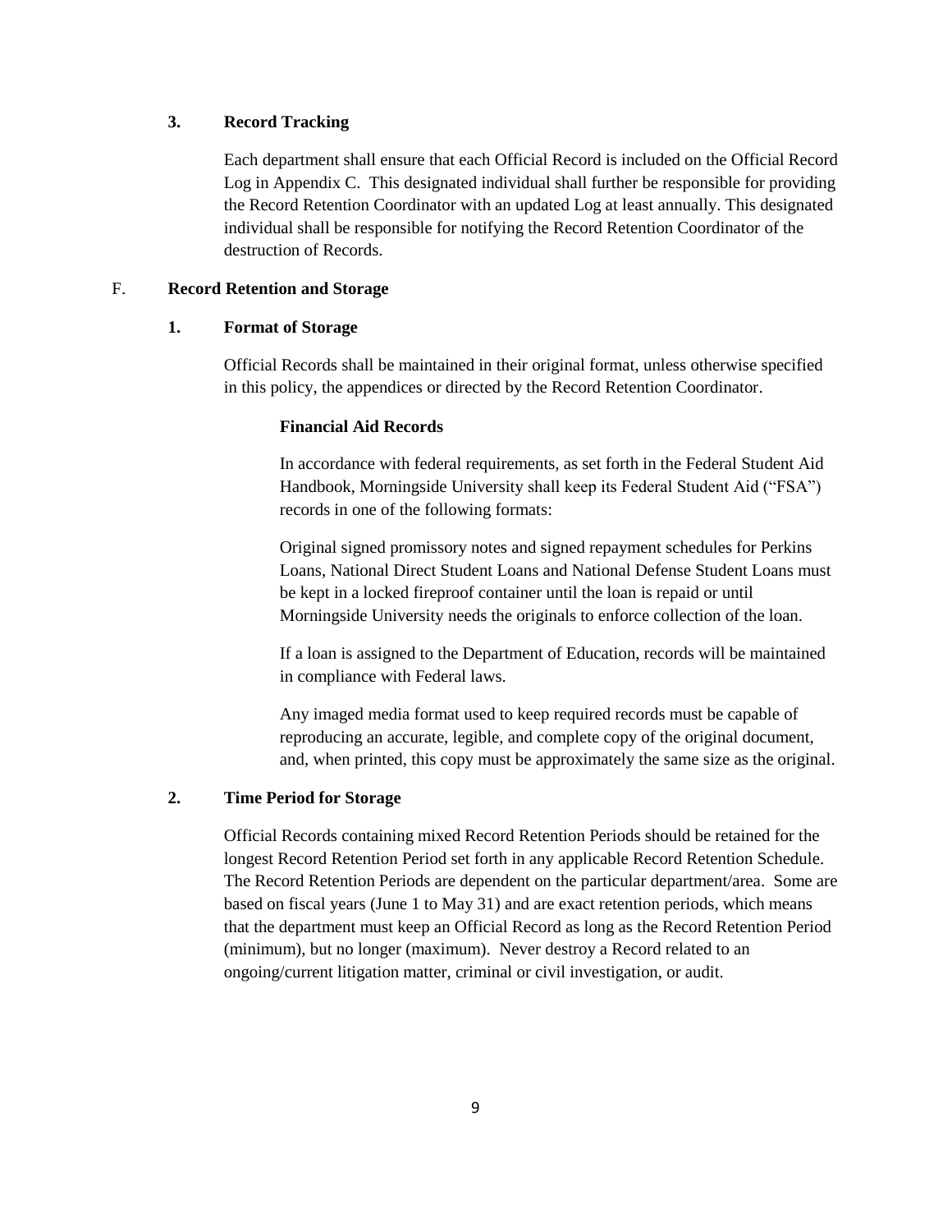### 3. Record Tracking

Each department shall ensure that each Official Record is included on the Official Record Log in Appendix C. This designated individual shall further be responsible for providing the Record Retention Coordinator with an updated Log at least annually. This designated individual shall be responsible for notifying the Record Retention Coordinator of the destruction of Records.

## F. Record Retention and Storage

### 1. Format of Storage

Official Records shall be maintained in their original format, unless otherwise specified in this policy, the appendices or directed by the Record Retention Coordinator.

#### Financial Aid Records

In accordance with federal requirements, as set forth in the Federal Student Aid Handbook, Morningside University shall keep its Federal Student Aid ("FSA") records in one of the following formats:

Original signed promissory notes and signed repayment schedules for Perkins Loans, National Direct Student Loans and National Defense Student Loans must be kept in a locked fireproof container until the loan is repaid or until Morningside University needs the originals to enforce collection of the loan.

If a loan is assigned to the Department of Education, records will be maintained in compliance with Federal laws.

Any imaged media format used to keep required records must be capable of reproducing an accurate, legible, and complete copy of the original document, and, when printed, this copy must be approximately the same size as the original.

### 2. Time Period for Storage

Official Records containing mixed Record Retention Periods should be retained for the longest Record Retention Period set forth in any applicable Record Retention Schedule. The Record Retention Periods are dependent on the particular department/area. Some are based on fiscal years (June 1 to May 31) and are exact retention periods, which means that the department must keep an Official Record as long as the Record Retention Period (minimum), but no longer (maximum). Never destroy a Record related to an ongoing/current litigation matter, criminal or civil investigation, or audit.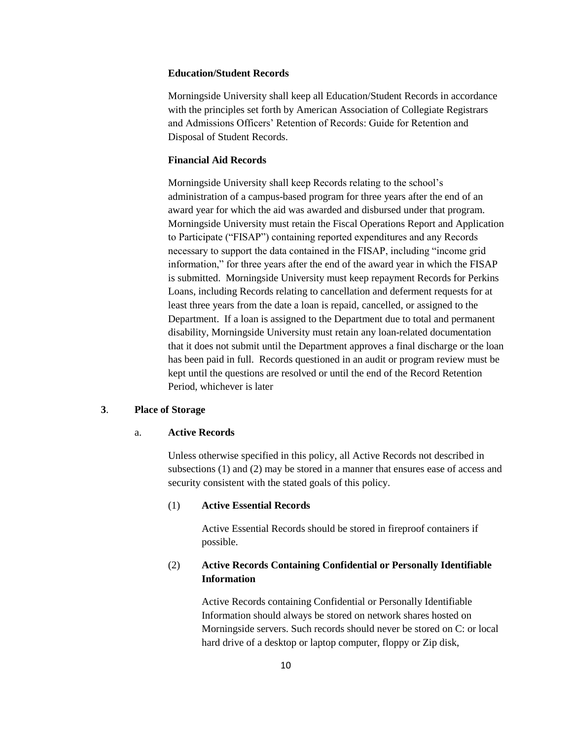**Education/Student Records**

Morningside University shall keep all Education/Student Records in accordance with the principles set forth by American Association of Collegiate Registrars and Admissions Officers' Retention of Records: Guide for Retention and Disposal of Student Records.

**Financial Aid Records**

Morningside University shall keep Records relating to the school's administration of a campus-based program for three years after the end of an award year for which the aid was awarded and disbursed under that program. Morningside University must retain the Fiscal Operations Report and Application to Participate ("FISAP") containing reported expenditures and any Records necessary to support the data contained in the FISAP, including "income grid information," for three years after the end of the award year in which the FISAP is submitted. Morningside University must keep repayment Records for Perkins Loans, including Records relating to cancellation and deferment requests for at least three years from the date a loan is repaid, cancelled, or assigned to the Department. If a loan is assigned to the Department due to total and permanent disability, Morningside University must retain any loan-related documentation that it does not submit until the Department approves a final discharge or the loan has been paid in full. Records questioned in an audit or program review must be kept until the questions are resolved or until the end of the Record Retention Period, whichever is later

**3**. **Place of Storage**

a. **Active Records**

Unless otherwise specified in this policy, all Active Records not described in subsections (1) and (2) may be stored in a manner that ensures ease of access and security consistent with the stated goals of this policy.

(1) **Active Essential Records**

Active Essential Records should be stored in fireproof containers if possible.

(2) **Active Records Containing Confidential or Personally Identifiable Information**

Active Records containing Confidential or Personally Identifiable Information should always be stored on network shares hosted on Morningside servers. Such records should never be stored on C: or local hard drive of a desktop or laptop computer, floppy or Zip disk,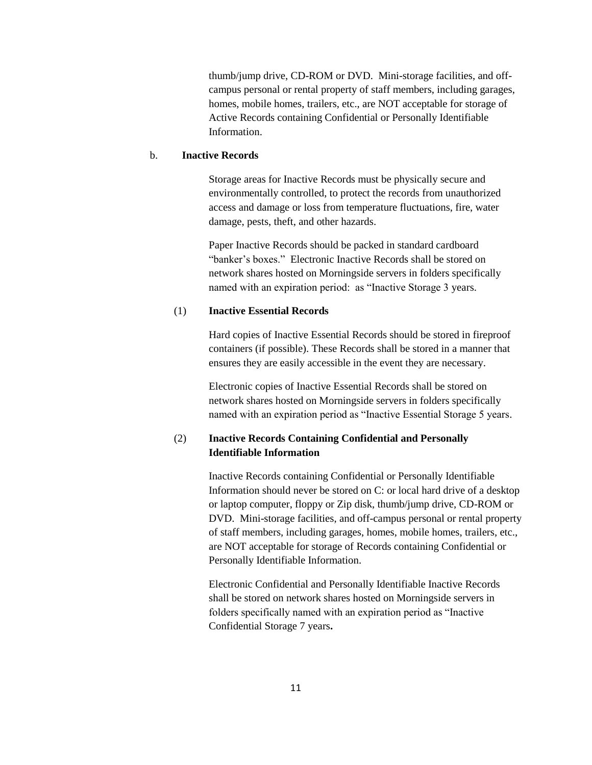thumb/jump drive, CD-ROM or DVD. Mini-storage facilities, and off-campus personal or rental property of staff members, including garages, homes, mobile homes, trailers, etc., are NOT acceptable for storage of Active Records containing Confidential or Personally Identifiable Information.

b. **Inactive Records**

Storage areas for Inactive Records must be physically secure and environmentally controlled, to protect the records from unauthorized access and damage or loss from temperature fluctuations, fire, water damage, pests, theft, and other hazards.

Paper Inactive Records should be packed in standard cardboard "banker's boxes." Electronic Inactive Records shall be stored on network shares hosted on Morningside servers in folders specifically named with an expiration period: as "Inactive Storage 3 years.

(1) **Inactive Essential Records**

Hard copies of Inactive Essential Records should be stored in fireproof containers (if possible). These Records shall be stored in a manner that ensures they are easily accessible in the event they are necessary.

Electronic copies of Inactive Essential Records shall be stored on network shares hosted on Morningside servers in folders specifically named with an expiration period as "Inactive Essential Storage 5 years.

(2) **Inactive Records Containing Confidential and Personally Identifiable Information**

Inactive Records containing Confidential or Personally Identifiable Information should never be stored on C: or local hard drive of a desktop or laptop computer, floppy or Zip disk, thumb/jump drive, CD-ROM or DVD. Mini-storage facilities, and off-campus personal or rental property of staff members, including garages, homes, mobile homes, trailers, etc., are NOT acceptable for storage of Records containing Confidential or Personally Identifiable Information.

Electronic Confidential and Personally Identifiable Inactive Records shall be stored on network shares hosted on Morningside servers in folders specifically named with an expiration period as "Inactive Confidential Storage 7 years**.**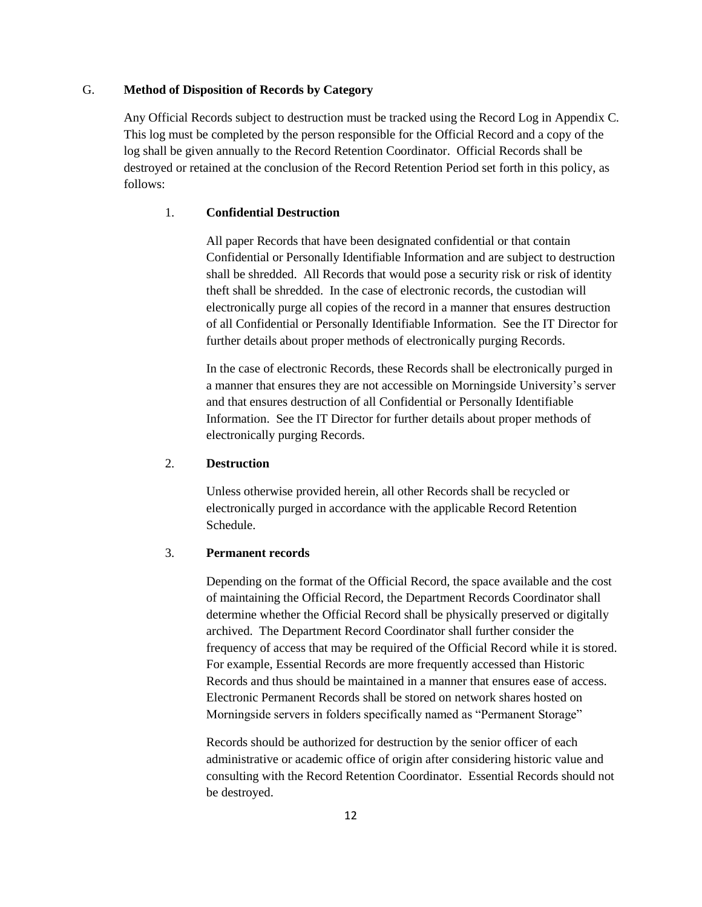## G. **Method of Disposition of Records by Category**

Any Official Records subject to destruction must be tracked using the Record Log in Appendix C. This log must be completed by the person responsible for the Official Record and a copy of the log shall be given annually to the Record Retention Coordinator. Official Records shall be destroyed or retained at the conclusion of the Record Retention Period set forth in this policy, as follows:

### 1. **Confidential Destruction**

All paper Records that have been designated confidential or that contain Confidential or Personally Identifiable Information and are subject to destruction shall be shredded. All Records that would pose a security risk or risk of identity theft shall be shredded. In the case of electronic records, the custodian will electronically purge all copies of the record in a manner that ensures destruction of all Confidential or Personally Identifiable Information. See the IT Director for further details about proper methods of electronically purging Records.

In the case of electronic Records, these Records shall be electronically purged in a manner that ensures they are not accessible on Morningside University's server and that ensures destruction of all Confidential or Personally Identifiable Information. See the IT Director for further details about proper methods of electronically purging Records.

### 2. **Destruction**

Unless otherwise provided herein, all other Records shall be recycled or electronically purged in accordance with the applicable Record Retention Schedule.

### 3. **Permanent records**

Depending on the format of the Official Record, the space available and the cost of maintaining the Official Record, the Department Records Coordinator shall determine whether the Official Record shall be physically preserved or digitally archived. The Department Record Coordinator shall further consider the frequency of access that may be required of the Official Record while it is stored. For example, Essential Records are more frequently accessed than Historic Records and thus should be maintained in a manner that ensures ease of access. Electronic Permanent Records shall be stored on network shares hosted on Morningside servers in folders specifically named as "Permanent Storage"

Records should be authorized for destruction by the senior officer of each administrative or academic office of origin after considering historic value and consulting with the Record Retention Coordinator. Essential Records should not be destroyed.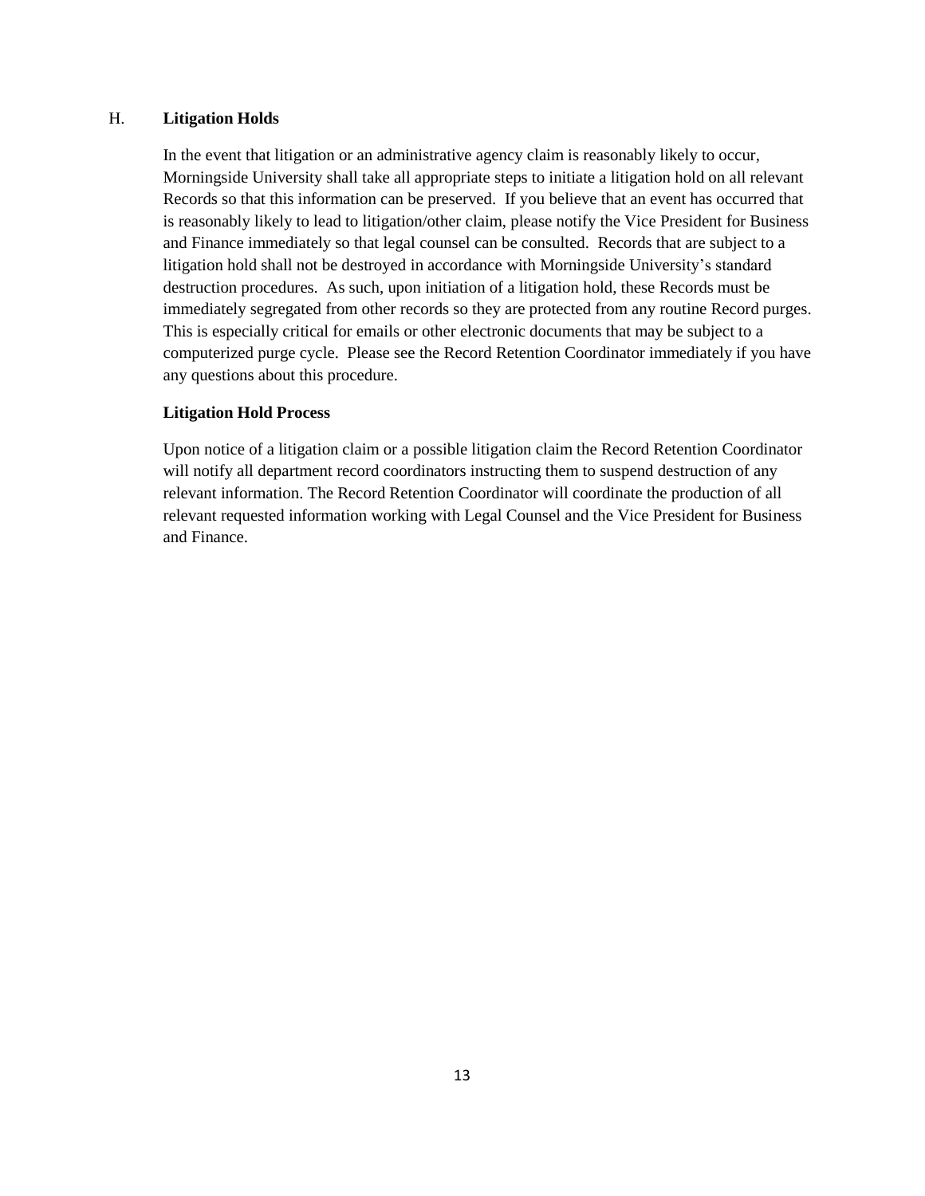## H. **Litigation Holds**

In the event that litigation or an administrative agency claim is reasonably likely to occur, Morningside University shall take all appropriate steps to initiate a litigation hold on all relevant Records so that this information can be preserved. If you believe that an event has occurred that is reasonably likely to lead to litigation/other claim, please notify the Vice President for Business and Finance immediately so that legal counsel can be consulted. Records that are subject to a litigation hold shall not be destroyed in accordance with Morningside University's standard destruction procedures. As such, upon initiation of a litigation hold, these Records must be immediately segregated from other records so they are protected from any routine Record purges. This is especially critical for emails or other electronic documents that may be subject to a computerized purge cycle. Please see the Record Retention Coordinator immediately if you have any questions about this procedure.

### **Litigation Hold Process**

Upon notice of a litigation claim or a possible litigation claim the Record Retention Coordinator will notify all department record coordinators instructing them to suspend destruction of any relevant information. The Record Retention Coordinator will coordinate the production of all relevant requested information working with Legal Counsel and the Vice President for Business and Finance.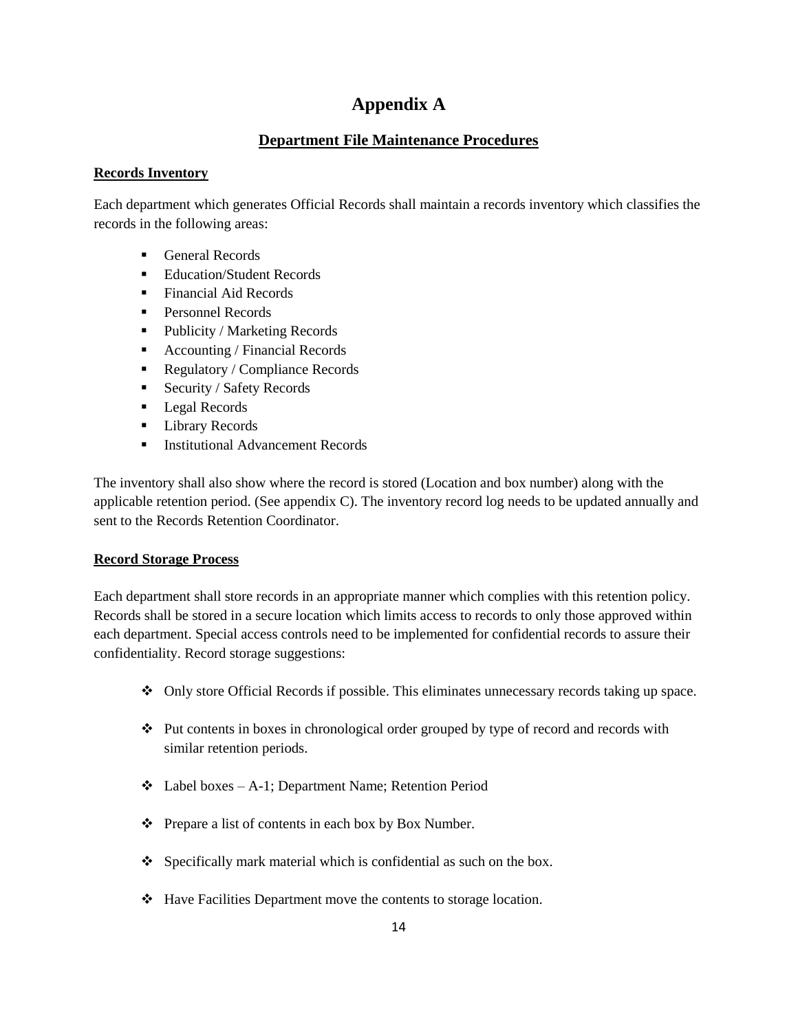# Appendix A

## Department File Maintenance Procedures

**Records Inventory**

Each department which generates Official Records shall maintain a records inventory which classifies the records in the following areas:

- General Records
- Education/Student Records
- Financial Aid Records
- Personnel Records
- Publicity / Marketing Records
- Accounting / Financial Records
- Regulatory / Compliance Records
- Security / Safety Records
- Legal Records
- Library Records
- Institutional Advancement Records

The inventory shall also show where the record is stored (Location and box number) along with the applicable retention period. (See appendix C). The inventory record log needs to be updated annually and sent to the Records Retention Coordinator.

**Record Storage Process**

Each department shall store records in an appropriate manner which complies with this retention policy. Records shall be stored in a secure location which limits access to records to only those approved within each department. Special access controls need to be implemented for confidential records to assure their confidentiality. Record storage suggestions:

- Only store Official Records if possible. This eliminates unnecessary records taking up space.
- Put contents in boxes in chronological order grouped by type of record and records with similar retention periods.
- Label boxes – A-1; Department Name; Retention Period
- Prepare a list of contents in each box by Box Number.
- Specifically mark material which is confidential as such on the box.
- Have Facilities Department move the contents to storage location.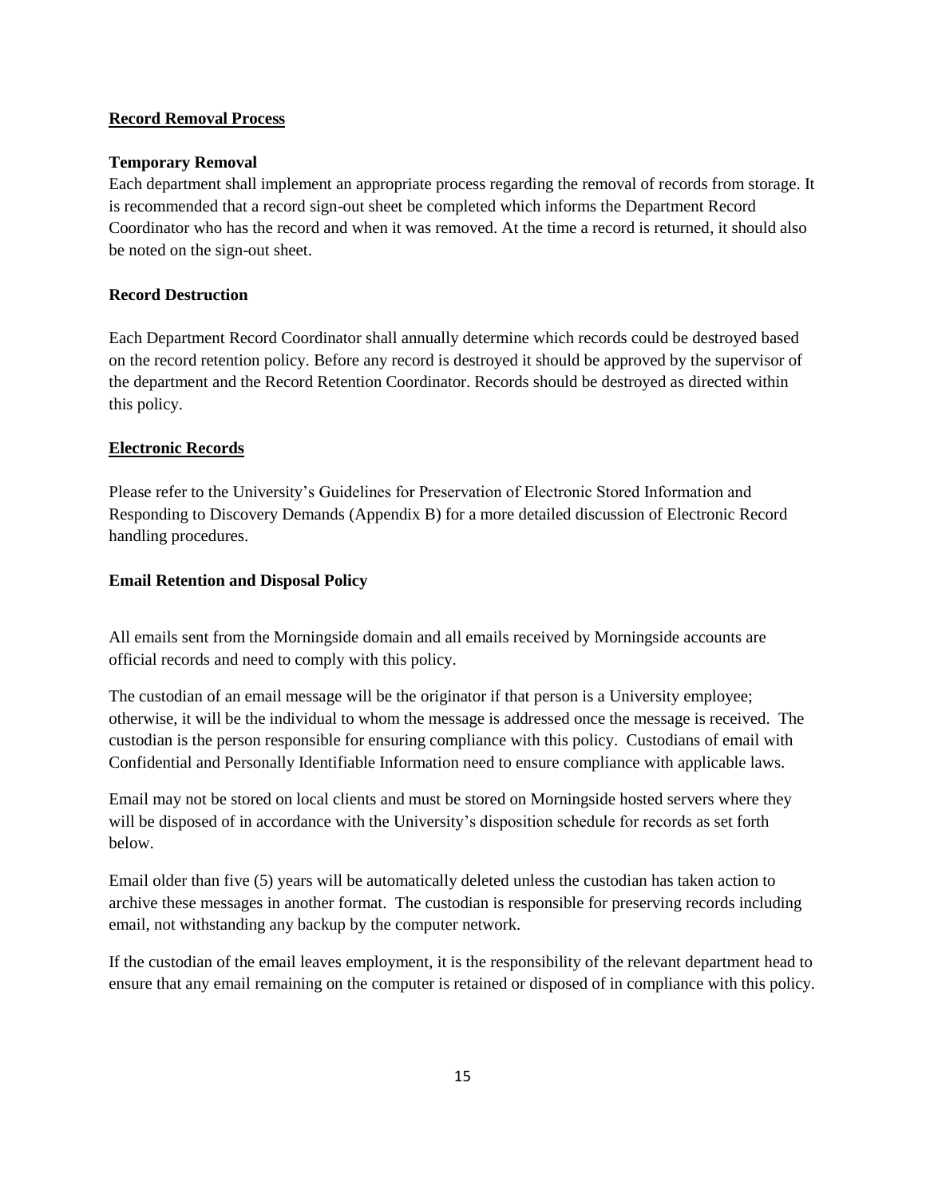## Record Removal Process

### Temporary Removal

Each department shall implement an appropriate process regarding the removal of records from storage. It is recommended that a record sign-out sheet be completed which informs the Department Record Coordinator who has the record and when it was removed. At the time a record is returned, it should also be noted on the sign-out sheet.

### Record Destruction

Each Department Record Coordinator shall annually determine which records could be destroyed based on the record retention policy. Before any record is destroyed it should be approved by the supervisor of the department and the Record Retention Coordinator. Records should be destroyed as directed within this policy.

## Electronic Records

Please refer to the University's Guidelines for Preservation of Electronic Stored Information and Responding to Discovery Demands (Appendix B) for a more detailed discussion of Electronic Record handling procedures.

### Email Retention and Disposal Policy

All emails sent from the Morningside domain and all emails received by Morningside accounts are official records and need to comply with this policy.

The custodian of an email message will be the originator if that person is a University employee; otherwise, it will be the individual to whom the message is addressed once the message is received. The custodian is the person responsible for ensuring compliance with this policy. Custodians of email with Confidential and Personally Identifiable Information need to ensure compliance with applicable laws.

Email may not be stored on local clients and must be stored on Morningside hosted servers where they will be disposed of in accordance with the University's disposition schedule for records as set forth below.

Email older than five (5) years will be automatically deleted unless the custodian has taken action to archive these messages in another format. The custodian is responsible for preserving records including email, not withstanding any backup by the computer network.

If the custodian of the email leaves employment, it is the responsibility of the relevant department head to ensure that any email remaining on the computer is retained or disposed of in compliance with this policy.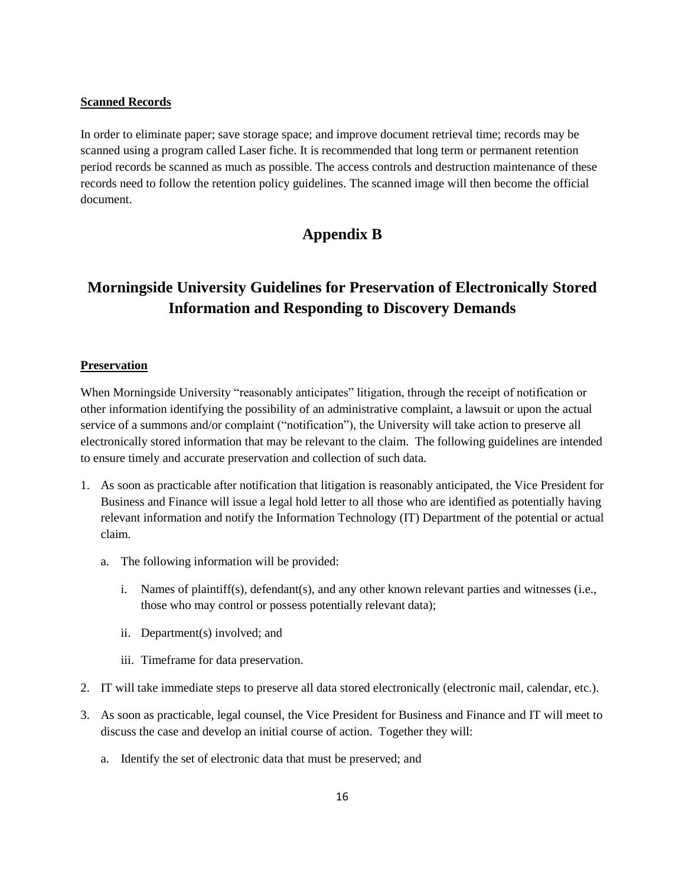**Scanned Records**

In order to eliminate paper; save storage space; and improve document retrieval time; records may be scanned using a program called Laser fiche. It is recommended that long term or permanent retention period records be scanned as much as possible. The access controls and destruction maintenance of these records need to follow the retention policy guidelines. The scanned image will then become the official document.

# Appendix B

## Morningside University Guidelines for Preservation of Electronically Stored Information and Responding to Discovery Demands

**Preservation**

When Morningside University "reasonably anticipates" litigation, through the receipt of notification or other information identifying the possibility of an administrative complaint, a lawsuit or upon the actual service of a summons and/or complaint ("notification"), the University will take action to preserve all electronically stored information that may be relevant to the claim. The following guidelines are intended to ensure timely and accurate preservation and collection of such data.

1. As soon as practicable after notification that litigation is reasonably anticipated, the Vice President for Business and Finance will issue a legal hold letter to all those who are identified as potentially having relevant information and notify the Information Technology (IT) Department of the potential or actual claim.
   a. The following information will be provided:
      i. Names of plaintiff(s), defendant(s), and any other known relevant parties and witnesses (i.e., those who may control or possess potentially relevant data);
      ii. Department(s) involved; and
      iii. Timeframe for data preservation.
2. IT will take immediate steps to preserve all data stored electronically (electronic mail, calendar, etc.).
3. As soon as practicable, legal counsel, the Vice President for Business and Finance and IT will meet to discuss the case and develop an initial course of action. Together they will:
   a. Identify the set of electronic data that must be preserved; and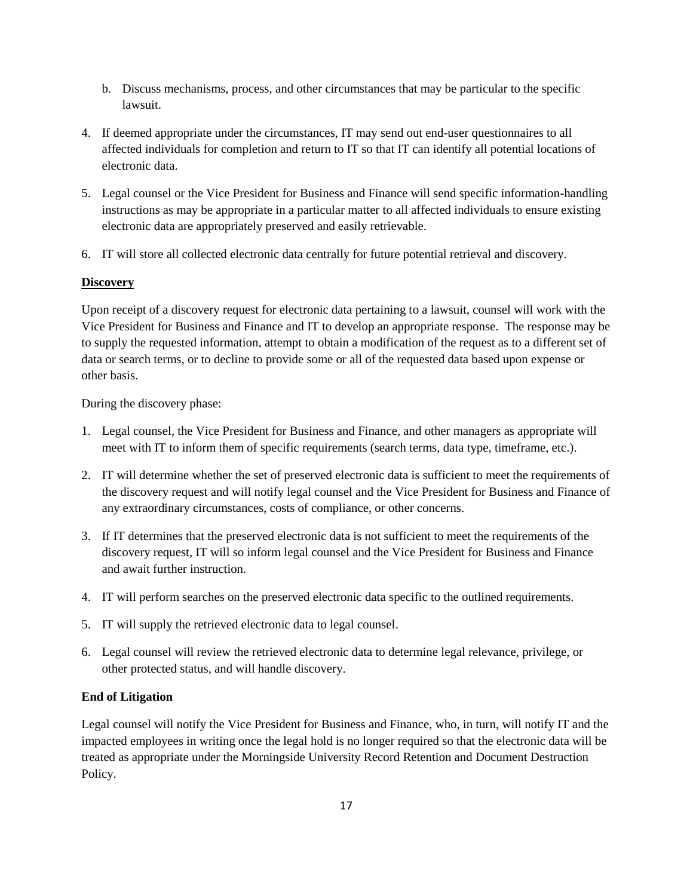b. Discuss mechanisms, process, and other circumstances that may be particular to the specific lawsuit.

4. If deemed appropriate under the circumstances, IT may send out end-user questionnaires to all affected individuals for completion and return to IT so that IT can identify all potential locations of electronic data.

5. Legal counsel or the Vice President for Business and Finance will send specific information-handling instructions as may be appropriate in a particular matter to all affected individuals to ensure existing electronic data are appropriately preserved and easily retrievable.

6. IT will store all collected electronic data centrally for future potential retrieval and discovery.

**Discovery**

Upon receipt of a discovery request for electronic data pertaining to a lawsuit, counsel will work with the Vice President for Business and Finance and IT to develop an appropriate response. The response may be to supply the requested information, attempt to obtain a modification of the request as to a different set of data or search terms, or to decline to provide some or all of the requested data based upon expense or other basis.

During the discovery phase:

1. Legal counsel, the Vice President for Business and Finance, and other managers as appropriate will meet with IT to inform them of specific requirements (search terms, data type, timeframe, etc.).

2. IT will determine whether the set of preserved electronic data is sufficient to meet the requirements of the discovery request and will notify legal counsel and the Vice President for Business and Finance of any extraordinary circumstances, costs of compliance, or other concerns.

3. If IT determines that the preserved electronic data is not sufficient to meet the requirements of the discovery request, IT will so inform legal counsel and the Vice President for Business and Finance and await further instruction.

4. IT will perform searches on the preserved electronic data specific to the outlined requirements.

5. IT will supply the retrieved electronic data to legal counsel.

6. Legal counsel will review the retrieved electronic data to determine legal relevance, privilege, or other protected status, and will handle discovery.

**End of Litigation**

Legal counsel will notify the Vice President for Business and Finance, who, in turn, will notify IT and the impacted employees in writing once the legal hold is no longer required so that the electronic data will be treated as appropriate under the Morningside University Record Retention and Document Destruction Policy.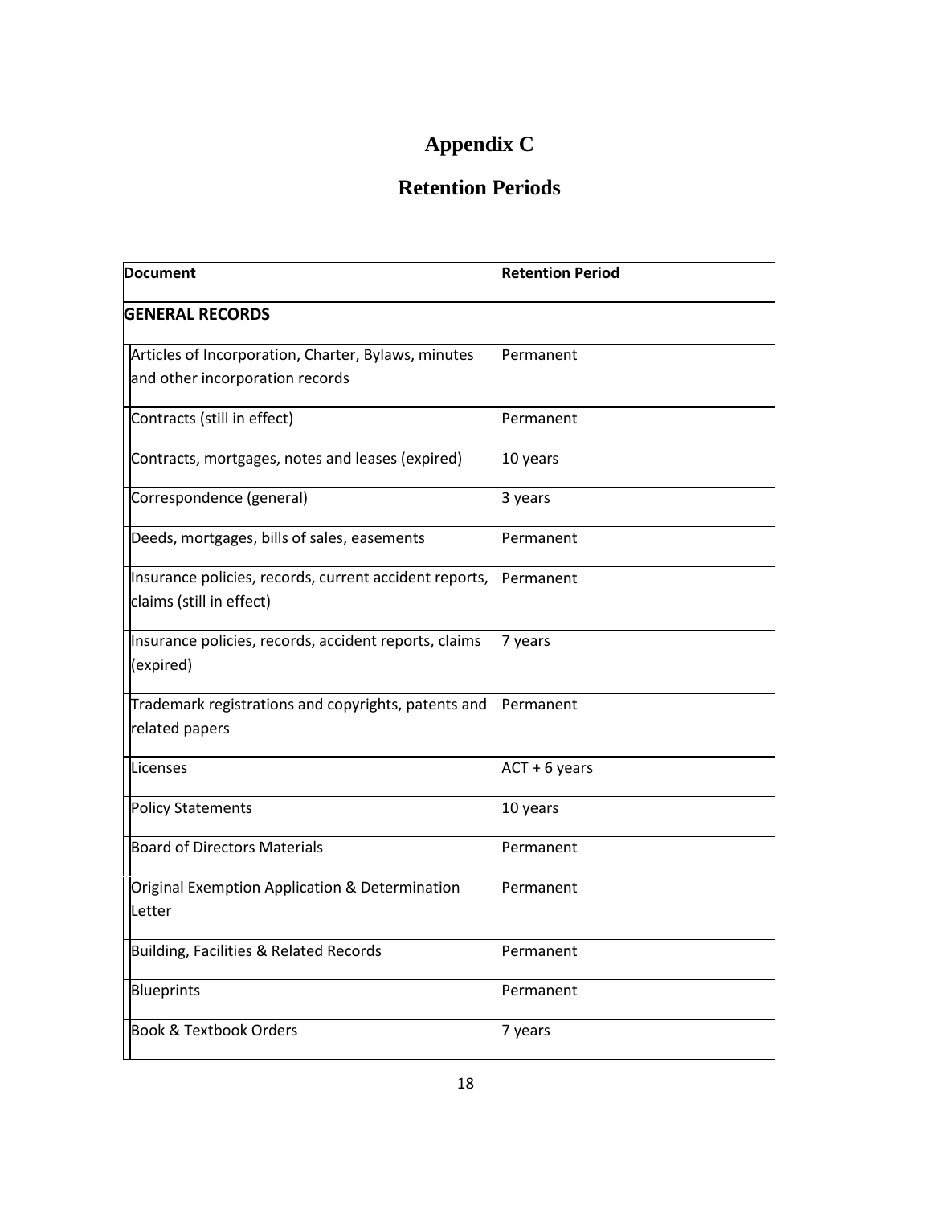# Appendix C

## Retention Periods

| Document | Retention Period |
|---|---|
| **GENERAL RECORDS** | |
| Articles of Incorporation, Charter, Bylaws, minutes and other incorporation records | Permanent |
| Contracts (still in effect) | Permanent |
| Contracts, mortgages, notes and leases (expired) | 10 years |
| Correspondence (general) | 3 years |
| Deeds, mortgages, bills of sales, easements | Permanent |
| Insurance policies, records, current accident reports, claims (still in effect) | Permanent |
| Insurance policies, records, accident reports, claims (expired) | 7 years |
| Trademark registrations and copyrights, patents and related papers | Permanent |
| Licenses | ACT + 6 years |
| Policy Statements | 10 years |
| Board of Directors Materials | Permanent |
| Original Exemption Application & Determination Letter | Permanent |
| Building, Facilities & Related Records | Permanent |
| Blueprints | Permanent |
| Book & Textbook Orders | 7 years |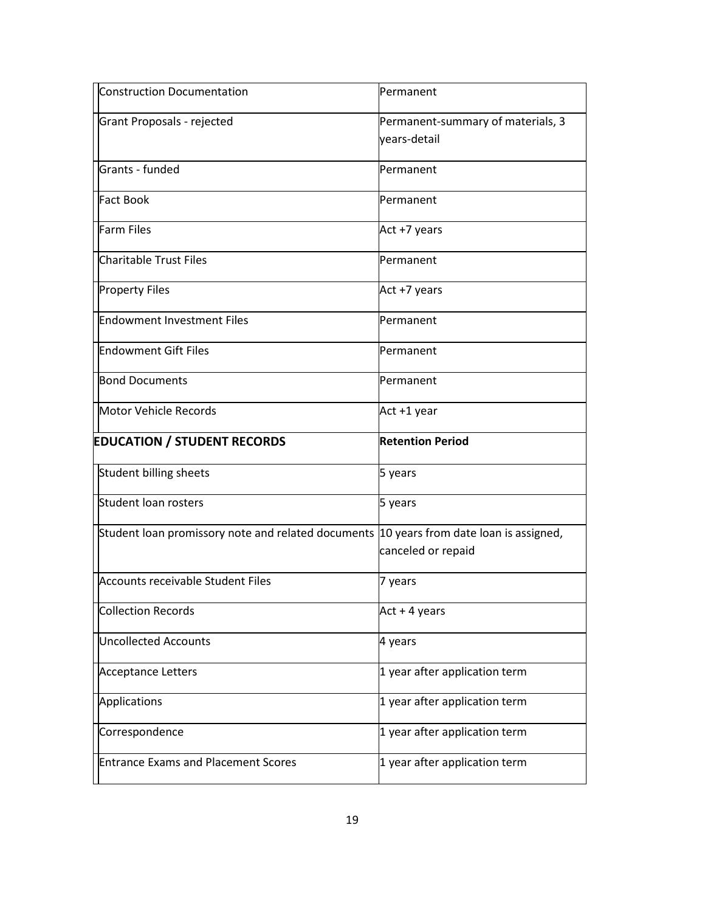| | |
|---|---|
| Construction Documentation | Permanent |
| Grant Proposals - rejected | Permanent-summary of materials, 3 years-detail |
| Grants - funded | Permanent |
| Fact Book | Permanent |
| Farm Files | Act +7 years |
| Charitable Trust Files | Permanent |
| Property Files | Act +7 years |
| Endowment Investment Files | Permanent |
| Endowment Gift Files | Permanent |
| Bond Documents | Permanent |
| Motor Vehicle Records | Act +1 year |

| **EDUCATION / STUDENT RECORDS** | **Retention Period** |
|---|---|
| Student billing sheets | 5 years |
| Student loan rosters | 5 years |
| Student loan promissory note and related documents | 10 years from date loan is assigned, canceled or repaid |
| Accounts receivable Student Files | 7 years |
| Collection Records | Act + 4 years |
| Uncollected Accounts | 4 years |
| Acceptance Letters | 1 year after application term |
| Applications | 1 year after application term |
| Correspondence | 1 year after application term |
| Entrance Exams and Placement Scores | 1 year after application term |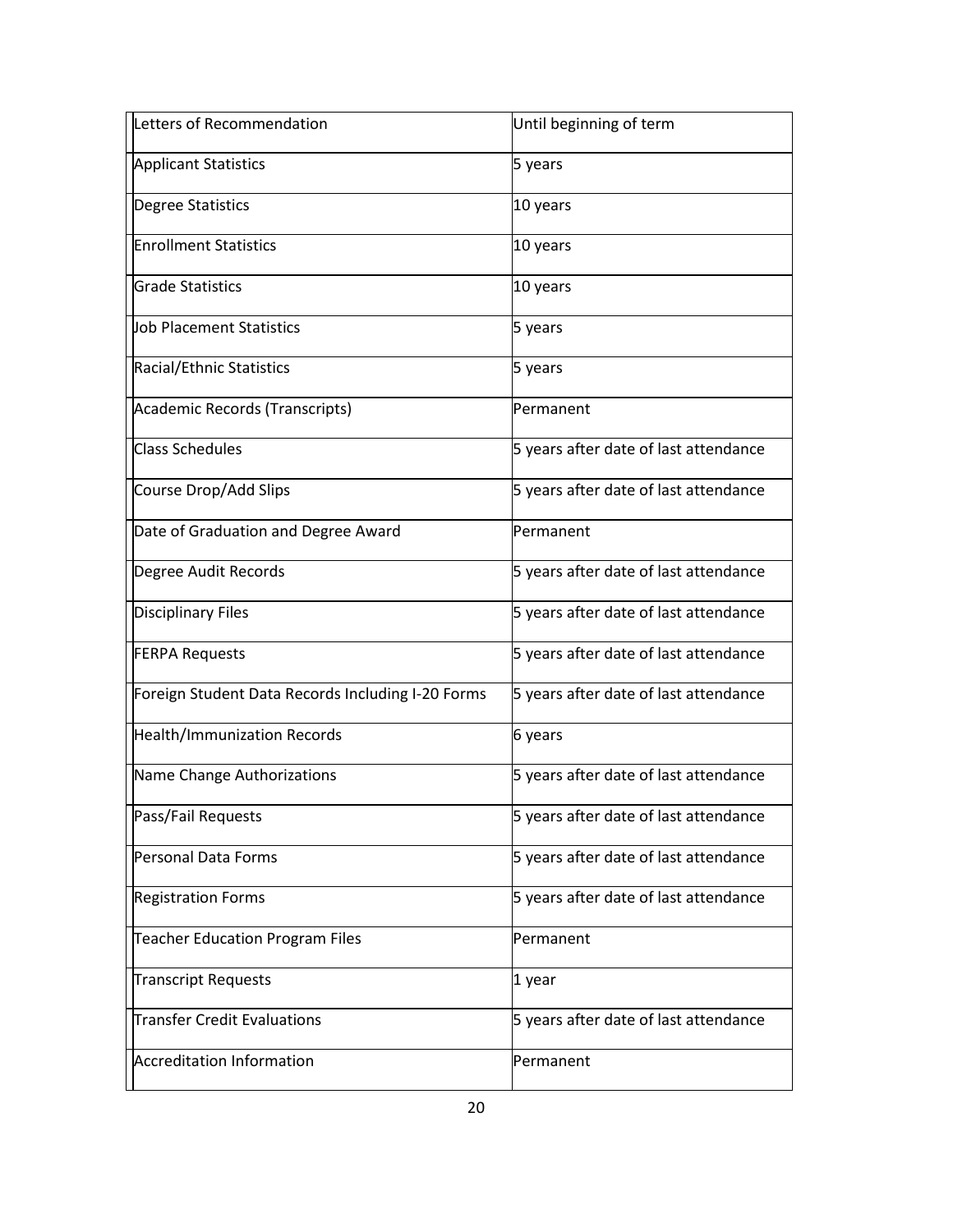| Letters of Recommendation | Until beginning of term |
|---|---|
| Applicant Statistics | 5 years |
| Degree Statistics | 10 years |
| Enrollment Statistics | 10 years |
| Grade Statistics | 10 years |
| Job Placement Statistics | 5 years |
| Racial/Ethnic Statistics | 5 years |
| Academic Records (Transcripts) | Permanent |
| Class Schedules | 5 years after date of last attendance |
| Course Drop/Add Slips | 5 years after date of last attendance |
| Date of Graduation and Degree Award | Permanent |
| Degree Audit Records | 5 years after date of last attendance |
| Disciplinary Files | 5 years after date of last attendance |
| FERPA Requests | 5 years after date of last attendance |
| Foreign Student Data Records Including I-20 Forms | 5 years after date of last attendance |
| Health/Immunization Records | 6 years |
| Name Change Authorizations | 5 years after date of last attendance |
| Pass/Fail Requests | 5 years after date of last attendance |
| Personal Data Forms | 5 years after date of last attendance |
| Registration Forms | 5 years after date of last attendance |
| Teacher Education Program Files | Permanent |
| Transcript Requests | 1 year |
| Transfer Credit Evaluations | 5 years after date of last attendance |
| Accreditation Information | Permanent |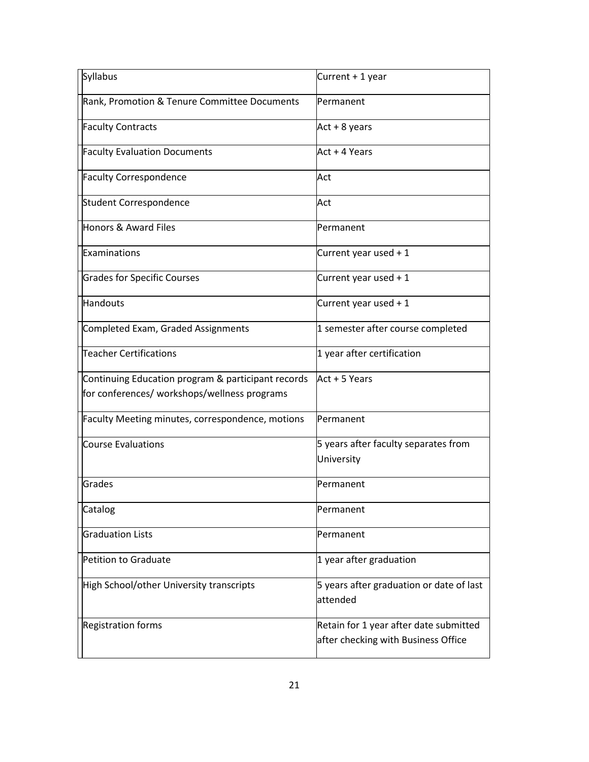| Syllabus | Current + 1 year |
|---|---|
| Rank, Promotion & Tenure Committee Documents | Permanent |
| Faculty Contracts | Act + 8 years |
| Faculty Evaluation Documents | Act + 4 Years |
| Faculty Correspondence | Act |
| Student Correspondence | Act |
| Honors & Award Files | Permanent |
| Examinations | Current year used + 1 |
| Grades for Specific Courses | Current year used + 1 |
| Handouts | Current year used + 1 |
| Completed Exam, Graded Assignments | 1 semester after course completed |
| Teacher Certifications | 1 year after certification |
| Continuing Education program & participant records for conferences/ workshops/wellness programs | Act + 5 Years |
| Faculty Meeting minutes, correspondence, motions | Permanent |
| Course Evaluations | 5 years after faculty separates from University |
| Grades | Permanent |
| Catalog | Permanent |
| Graduation Lists | Permanent |
| Petition to Graduate | 1 year after graduation |
| High School/other University transcripts | 5 years after graduation or date of last attended |
| Registration forms | Retain for 1 year after date submitted after checking with Business Office |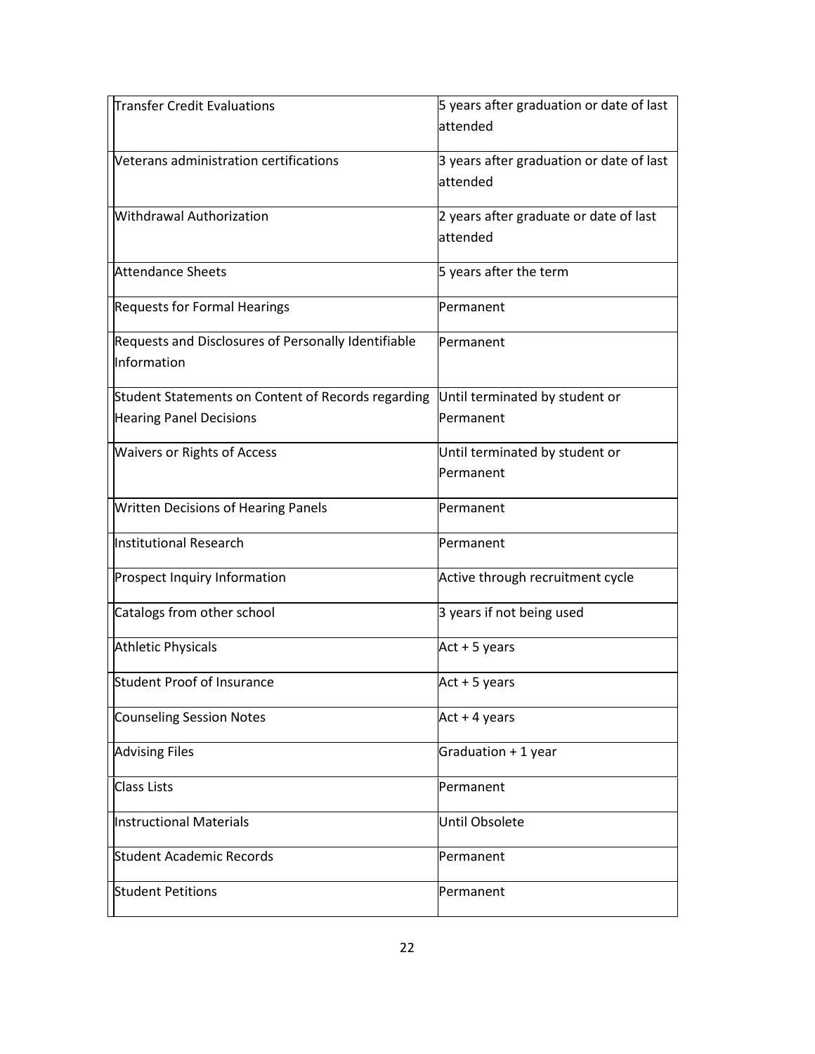| | |
|---|---|
| Transfer Credit Evaluations | 5 years after graduation or date of last attended |
| Veterans administration certifications | 3 years after graduation or date of last attended |
| Withdrawal Authorization | 2 years after graduate or date of last attended |
| Attendance Sheets | 5 years after the term |
| Requests for Formal Hearings | Permanent |
| Requests and Disclosures of Personally Identifiable Information | Permanent |
| Student Statements on Content of Records regarding Hearing Panel Decisions | Until terminated by student or Permanent |
| Waivers or Rights of Access | Until terminated by student or Permanent |
| Written Decisions of Hearing Panels | Permanent |
| Institutional Research | Permanent |
| Prospect Inquiry Information | Active through recruitment cycle |
| Catalogs from other school | 3 years if not being used |
| Athletic Physicals | Act + 5 years |
| Student Proof of Insurance | Act + 5 years |
| Counseling Session Notes | Act + 4 years |
| Advising Files | Graduation + 1 year |
| Class Lists | Permanent |
| Instructional Materials | Until Obsolete |
| Student Academic Records | Permanent |
| Student Petitions | Permanent |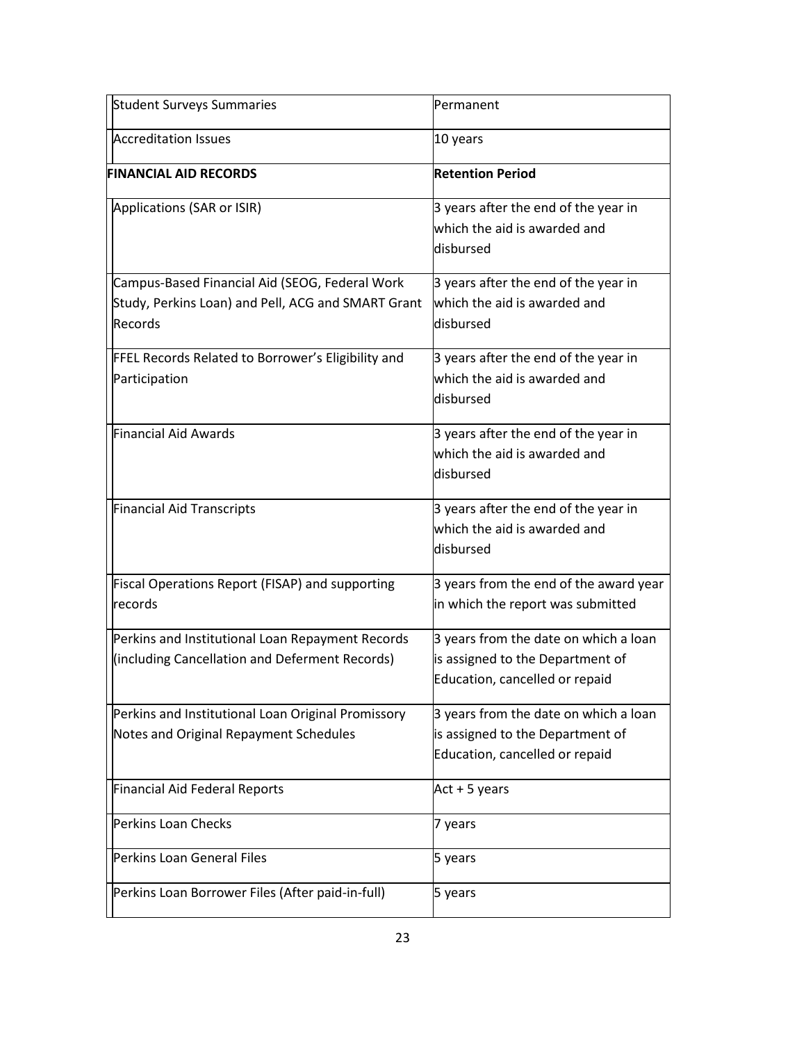| | |
|---|---|
| Student Surveys Summaries | Permanent |
| Accreditation Issues | 10 years |
| **FINANCIAL AID RECORDS** | **Retention Period** |
| Applications (SAR or ISIR) | 3 years after the end of the year in which the aid is awarded and disbursed |
| Campus-Based Financial Aid (SEOG, Federal Work Study, Perkins Loan) and Pell, ACG and SMART Grant Records | 3 years after the end of the year in which the aid is awarded and disbursed |
| FFEL Records Related to Borrower's Eligibility and Participation | 3 years after the end of the year in which the aid is awarded and disbursed |
| Financial Aid Awards | 3 years after the end of the year in which the aid is awarded and disbursed |
| Financial Aid Transcripts | 3 years after the end of the year in which the aid is awarded and disbursed |
| Fiscal Operations Report (FISAP) and supporting records | 3 years from the end of the award year in which the report was submitted |
| Perkins and Institutional Loan Repayment Records (including Cancellation and Deferment Records) | 3 years from the date on which a loan is assigned to the Department of Education, cancelled or repaid |
| Perkins and Institutional Loan Original Promissory Notes and Original Repayment Schedules | 3 years from the date on which a loan is assigned to the Department of Education, cancelled or repaid |
| Financial Aid Federal Reports | Act + 5 years |
| Perkins Loan Checks | 7 years |
| Perkins Loan General Files | 5 years |
| Perkins Loan Borrower Files (After paid-in-full) | 5 years |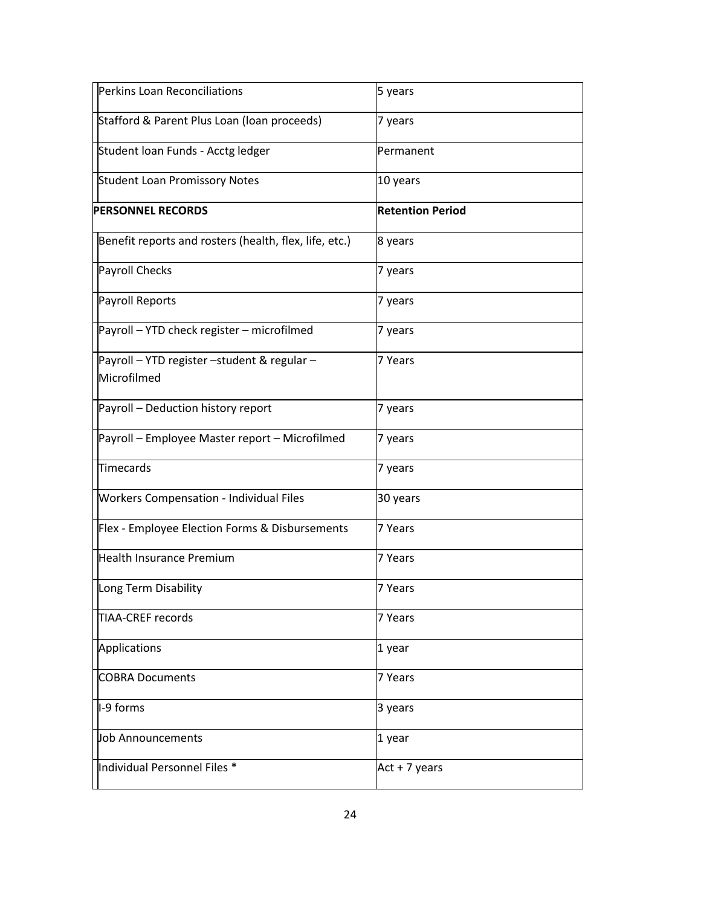| | |
|---|---|
| Perkins Loan Reconciliations | 5 years |
| Stafford & Parent Plus Loan (loan proceeds) | 7 years |
| Student loan Funds - Acctg ledger | Permanent |
| Student Loan Promissory Notes | 10 years |
| **PERSONNEL RECORDS** | **Retention Period** |
| Benefit reports and rosters (health, flex, life, etc.) | 8 years |
| Payroll Checks | 7 years |
| Payroll Reports | 7 years |
| Payroll – YTD check register – microfilmed | 7 years |
| Payroll – YTD register –student & regular – Microfilmed | 7 Years |
| Payroll – Deduction history report | 7 years |
| Payroll – Employee Master report – Microfilmed | 7 years |
| Timecards | 7 years |
| Workers Compensation - Individual Files | 30 years |
| Flex - Employee Election Forms & Disbursements | 7 Years |
| Health Insurance Premium | 7 Years |
| Long Term Disability | 7 Years |
| TIAA-CREF records | 7 Years |
| Applications | 1 year |
| COBRA Documents | 7 Years |
| I-9 forms | 3 years |
| Job Announcements | 1 year |
| Individual Personnel Files * | Act + 7 years |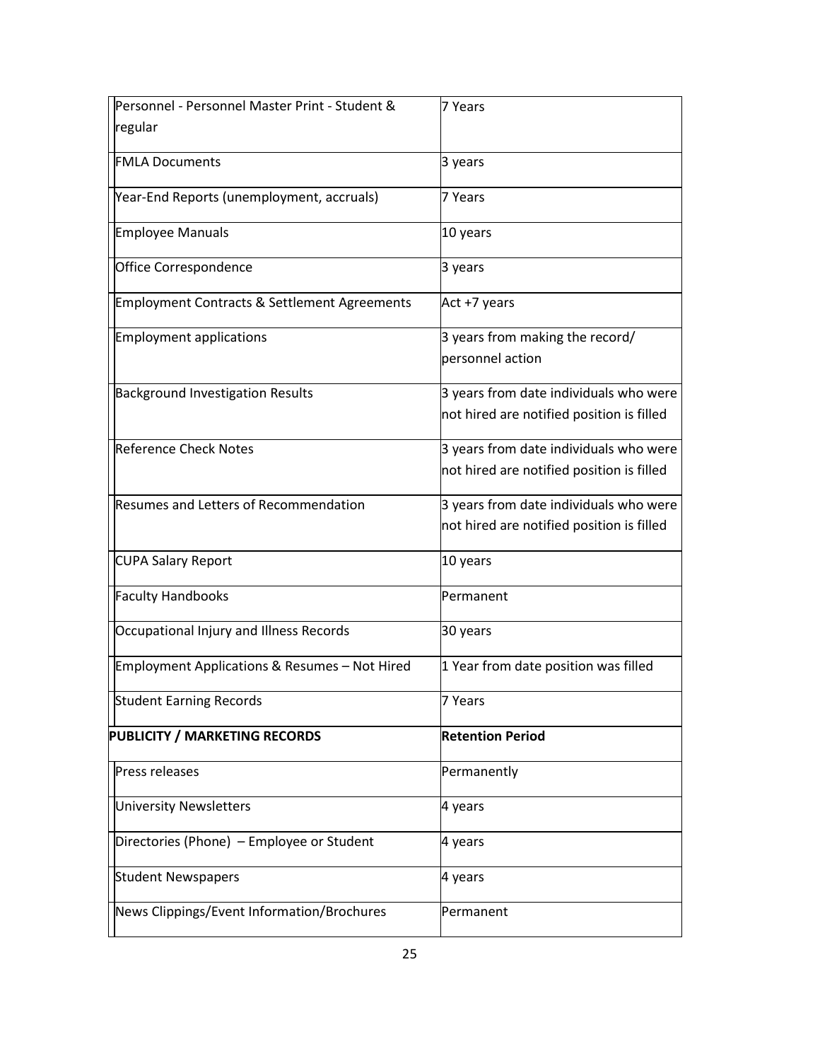| | |
|---|---|
| Personnel - Personnel Master Print - Student & regular | 7 Years |
| FMLA Documents | 3 years |
| Year-End Reports (unemployment, accruals) | 7 Years |
| Employee Manuals | 10 years |
| Office Correspondence | 3 years |
| Employment Contracts & Settlement Agreements | Act +7 years |
| Employment applications | 3 years from making the record/ personnel action |
| Background Investigation Results | 3 years from date individuals who were not hired are notified position is filled |
| Reference Check Notes | 3 years from date individuals who were not hired are notified position is filled |
| Resumes and Letters of Recommendation | 3 years from date individuals who were not hired are notified position is filled |
| CUPA Salary Report | 10 years |
| Faculty Handbooks | Permanent |
| Occupational Injury and Illness Records | 30 years |
| Employment Applications & Resumes – Not Hired | 1 Year from date position was filled |
| Student Earning Records | 7 Years |

| PUBLICITY / MARKETING RECORDS | Retention Period |
|---|---|
| Press releases | Permanently |
| University Newsletters | 4 years |
| Directories (Phone) – Employee or Student | 4 years |
| Student Newspapers | 4 years |
| News Clippings/Event Information/Brochures | Permanent |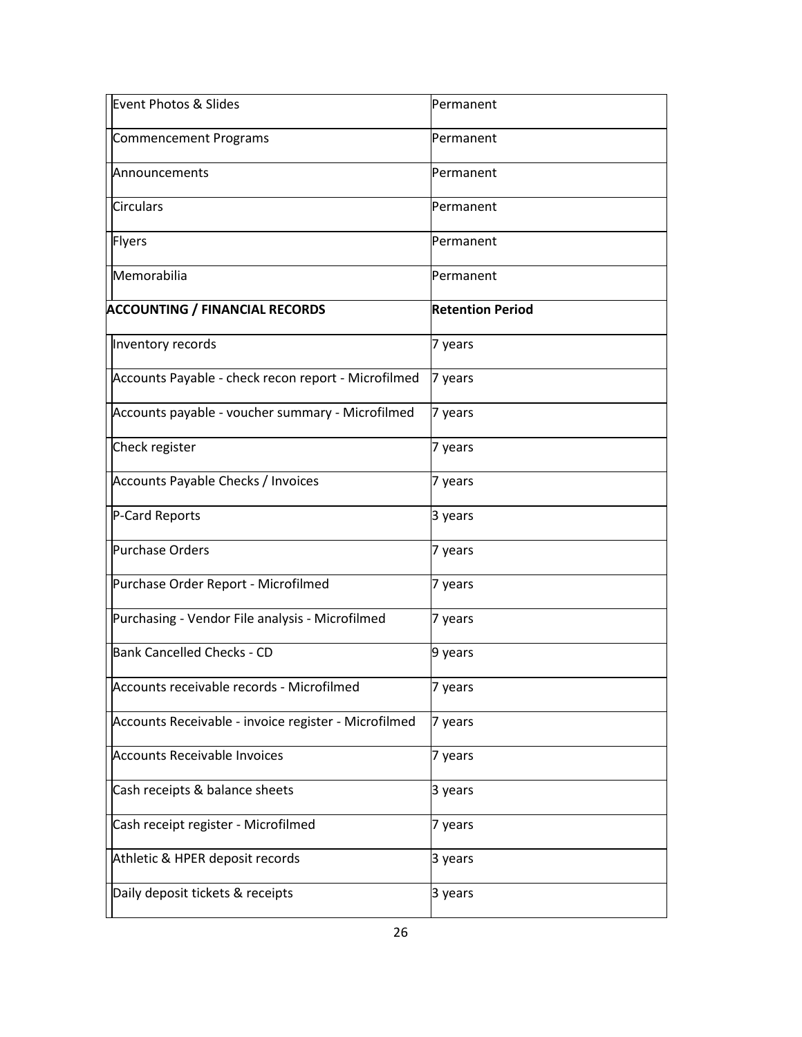| | |
|---|---|
| Event Photos & Slides | Permanent |
| Commencement Programs | Permanent |
| Announcements | Permanent |
| Circulars | Permanent |
| Flyers | Permanent |
| Memorabilia | Permanent |
| **ACCOUNTING / FINANCIAL RECORDS** | **Retention Period** |
| Inventory records | 7 years |
| Accounts Payable - check recon report - Microfilmed | 7 years |
| Accounts payable - voucher summary - Microfilmed | 7 years |
| Check register | 7 years |
| Accounts Payable Checks / Invoices | 7 years |
| P-Card Reports | 3 years |
| Purchase Orders | 7 years |
| Purchase Order Report - Microfilmed | 7 years |
| Purchasing - Vendor File analysis - Microfilmed | 7 years |
| Bank Cancelled Checks - CD | 9 years |
| Accounts receivable records - Microfilmed | 7 years |
| Accounts Receivable - invoice register - Microfilmed | 7 years |
| Accounts Receivable Invoices | 7 years |
| Cash receipts & balance sheets | 3 years |
| Cash receipt register - Microfilmed | 7 years |
| Athletic & HPER deposit records | 3 years |
| Daily deposit tickets & receipts | 3 years |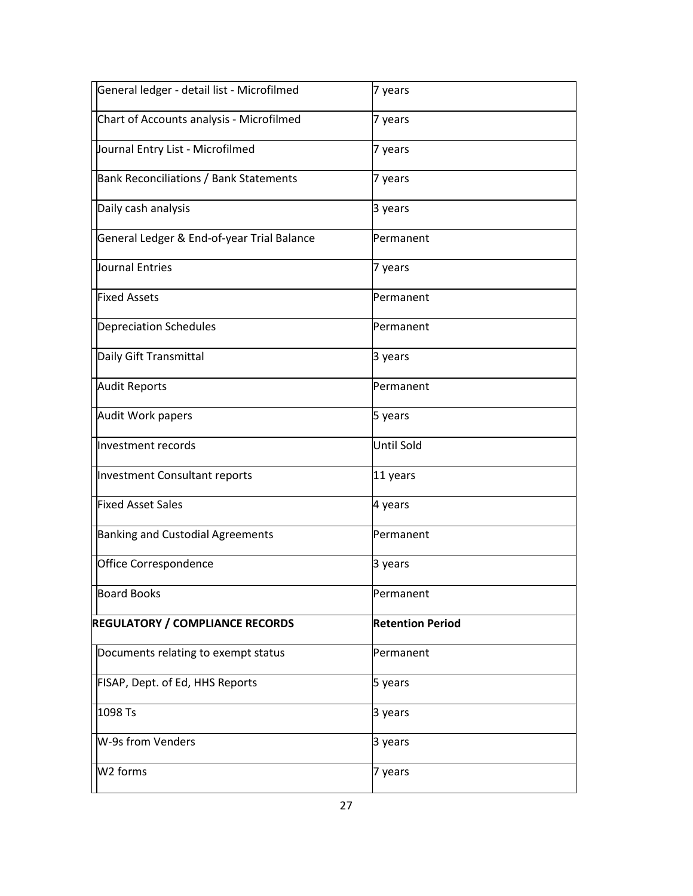| | |
|---|---|
| General ledger - detail list - Microfilmed | 7 years |
| Chart of Accounts analysis - Microfilmed | 7 years |
| Journal Entry List - Microfilmed | 7 years |
| Bank Reconciliations / Bank Statements | 7 years |
| Daily cash analysis | 3 years |
| General Ledger & End-of-year Trial Balance | Permanent |
| Journal Entries | 7 years |
| Fixed Assets | Permanent |
| Depreciation Schedules | Permanent |
| Daily Gift Transmittal | 3 years |
| Audit Reports | Permanent |
| Audit Work papers | 5 years |
| Investment records | Until Sold |
| Investment Consultant reports | 11 years |
| Fixed Asset Sales | 4 years |
| Banking and Custodial Agreements | Permanent |
| Office Correspondence | 3 years |
| Board Books | Permanent |

| **REGULATORY / COMPLIANCE RECORDS** | **Retention Period** |
|---|---|
| Documents relating to exempt status | Permanent |
| FISAP, Dept. of Ed, HHS Reports | 5 years |
| 1098 Ts | 3 years |
| W-9s from Venders | 3 years |
| W2 forms | 7 years |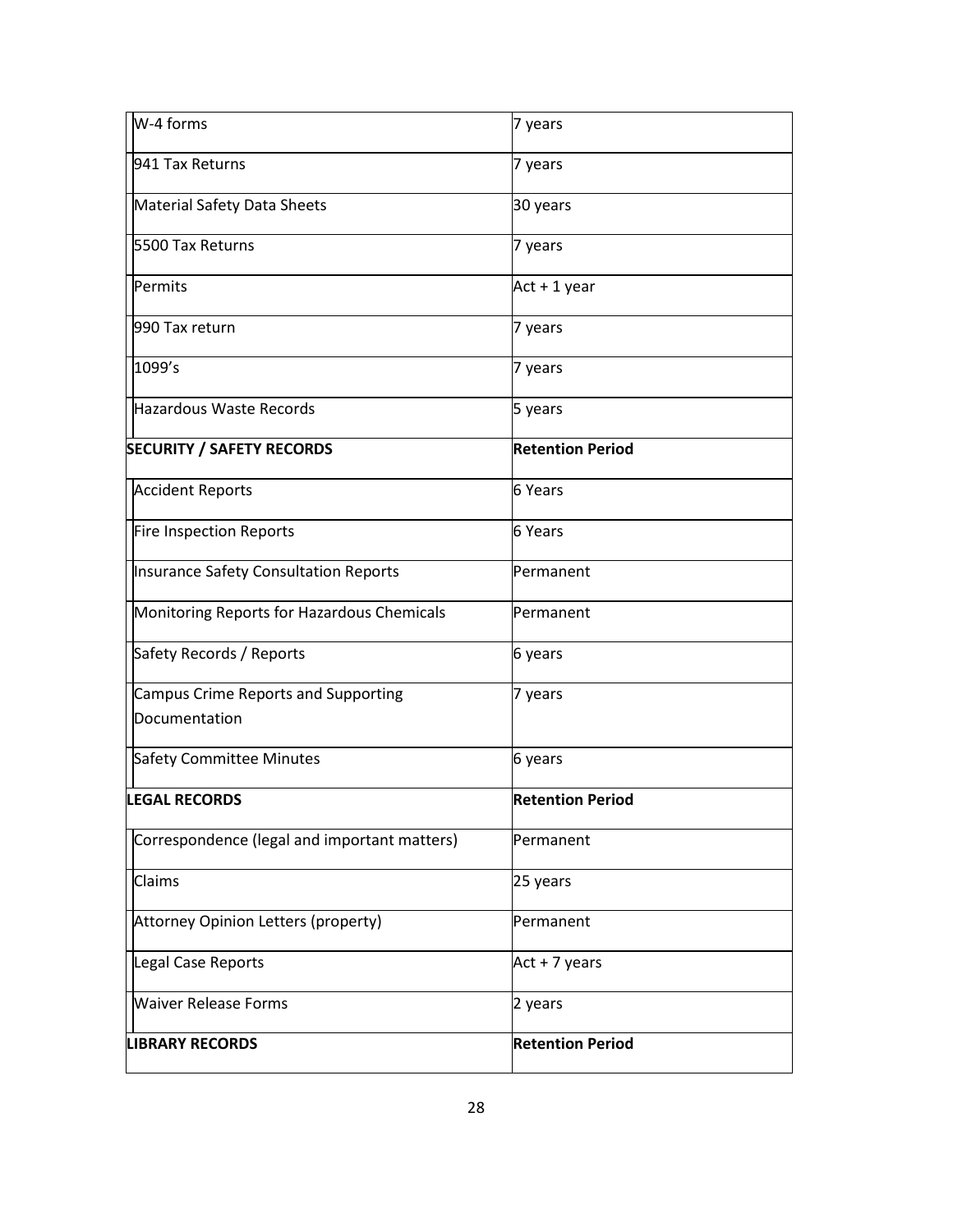| | |
|---|---|
| W-4 forms | 7 years |
| 941 Tax Returns | 7 years |
| Material Safety Data Sheets | 30 years |
| 5500 Tax Returns | 7 years |
| Permits | Act + 1 year |
| 990 Tax return | 7 years |
| 1099's | 7 years |
| Hazardous Waste Records | 5 years |
| **SECURITY / SAFETY RECORDS** | **Retention Period** |
| Accident Reports | 6 Years |
| Fire Inspection Reports | 6 Years |
| Insurance Safety Consultation Reports | Permanent |
| Monitoring Reports for Hazardous Chemicals | Permanent |
| Safety Records / Reports | 6 years |
| Campus Crime Reports and Supporting Documentation | 7 years |
| Safety Committee Minutes | 6 years |
| **LEGAL RECORDS** | **Retention Period** |
| Correspondence (legal and important matters) | Permanent |
| Claims | 25 years |
| Attorney Opinion Letters (property) | Permanent |
| Legal Case Reports | Act + 7 years |
| Waiver Release Forms | 2 years |
| **LIBRARY RECORDS** | **Retention Period** |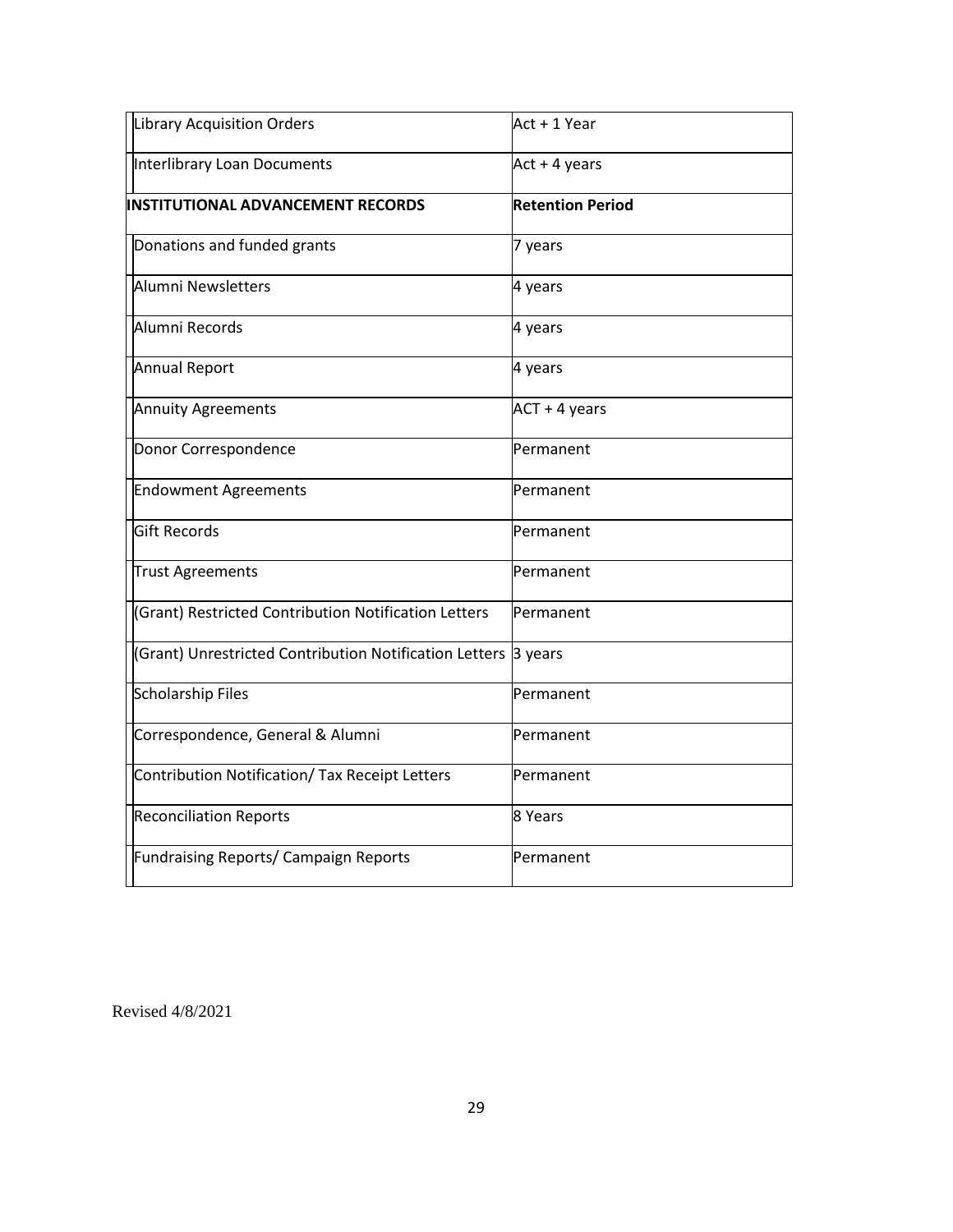| | |
|---|---|
| Library Acquisition Orders | Act + 1 Year |
| Interlibrary Loan Documents | Act + 4 years |
| **INSTITUTIONAL ADVANCEMENT RECORDS** | **Retention Period** |
| Donations and funded grants | 7 years |
| Alumni Newsletters | 4 years |
| Alumni Records | 4 years |
| Annual Report | 4 years |
| Annuity Agreements | ACT + 4 years |
| Donor Correspondence | Permanent |
| Endowment Agreements | Permanent |
| Gift Records | Permanent |
| Trust Agreements | Permanent |
| (Grant) Restricted Contribution Notification Letters | Permanent |
| (Grant) Unrestricted Contribution Notification Letters | 3 years |
| Scholarship Files | Permanent |
| Correspondence, General & Alumni | Permanent |
| Contribution Notification/ Tax Receipt Letters | Permanent |
| Reconciliation Reports | 8 Years |
| Fundraising Reports/ Campaign Reports | Permanent |

Revised 4/8/2021